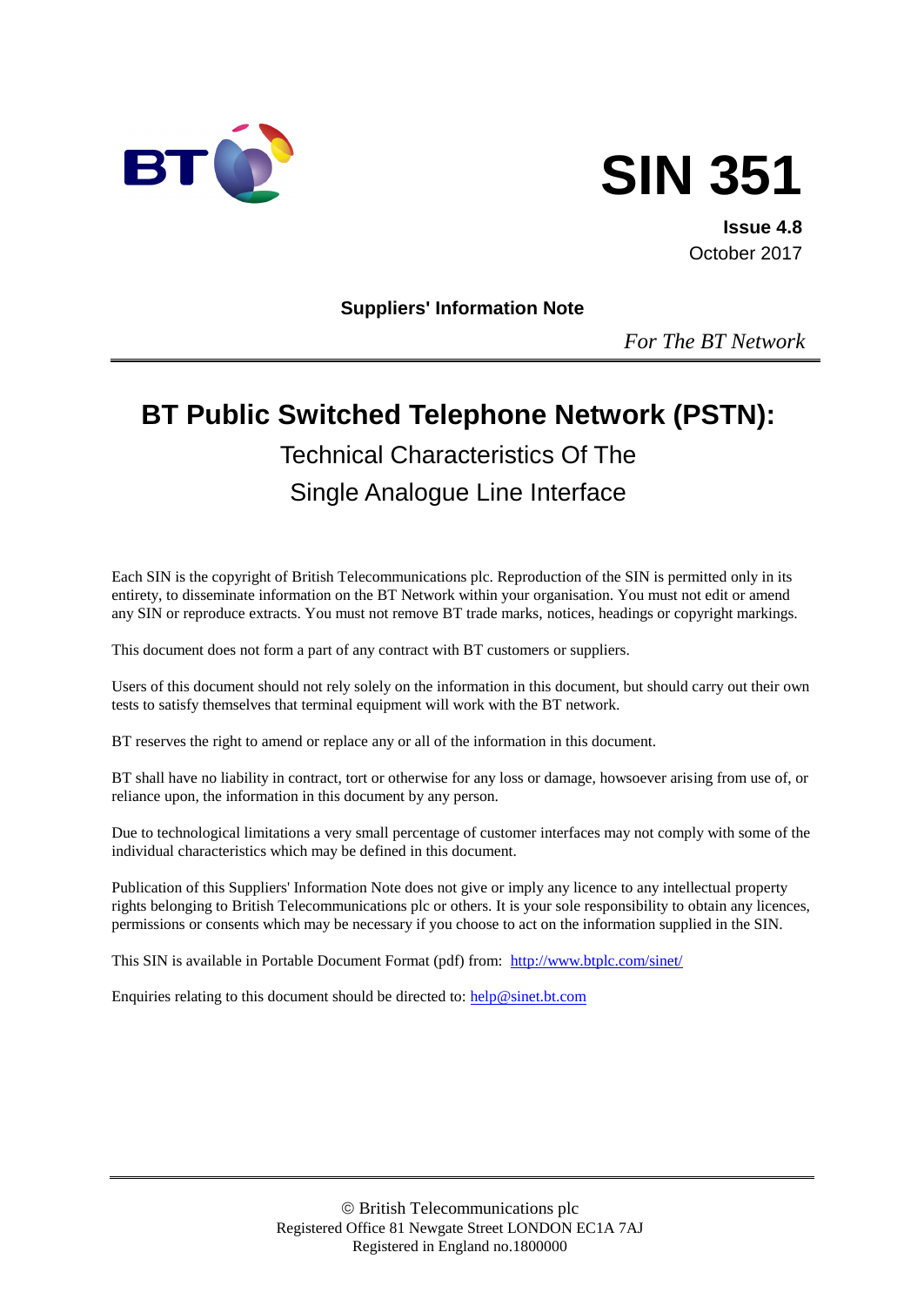BT

# SIN 351

**Issue 4.8**
October 2017

**Suppliers' Information Note**

*For The BT Network*

# BT Public Switched Telephone Network (PSTN):

## Technical Characteristics Of The Single Analogue Line Interface

Each SIN is the copyright of British Telecommunications plc. Reproduction of the SIN is permitted only in its entirety, to disseminate information on the BT Network within your organisation. You must not edit or amend any SIN or reproduce extracts. You must not remove BT trade marks, notices, headings or copyright markings.

This document does not form a part of any contract with BT customers or suppliers.

Users of this document should not rely solely on the information in this document, but should carry out their own tests to satisfy themselves that terminal equipment will work with the BT network.

BT reserves the right to amend or replace any or all of the information in this document.

BT shall have no liability in contract, tort or otherwise for any loss or damage, howsoever arising from use of, or reliance upon, the information in this document by any person.

Due to technological limitations a very small percentage of customer interfaces may not comply with some of the individual characteristics which may be defined in this document.

Publication of this Suppliers' Information Note does not give or imply any licence to any intellectual property rights belonging to British Telecommunications plc or others. It is your sole responsibility to obtain any licences, permissions or consents which may be necessary if you choose to act on the information supplied in the SIN.

This SIN is available in Portable Document Format (pdf) from: http://www.btplc.com/sinet/

Enquiries relating to this document should be directed to: help@sinet.bt.com

© British Telecommunications plc
Registered Office 81 Newgate Street LONDON EC1A 7AJ
Registered in England no.1800000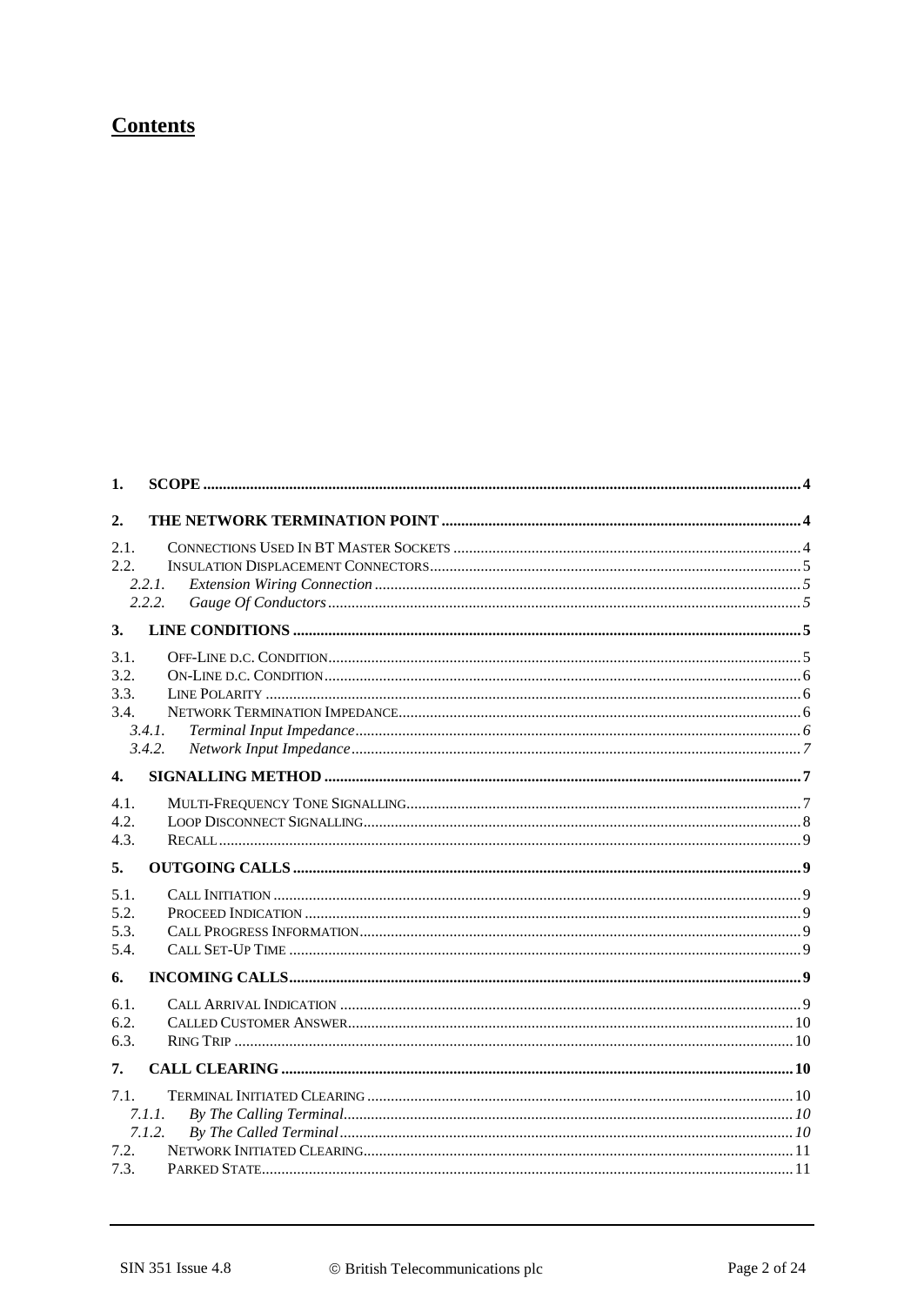# Contents

1. SCOPE ..... 4

2. THE NETWORK TERMINATION POINT ..... 4

2.1. CONNECTIONS USED IN BT MASTER SOCKETS ..... 4
2.2. INSULATION DISPLACEMENT CONNECTORS ..... 5
  *2.2.1. Extension Wiring Connection ..... 5*
  *2.2.2. Gauge Of Conductors ..... 5*

3. LINE CONDITIONS ..... 5

3.1. OFF-LINE D.C. CONDITION ..... 5
3.2. ON-LINE D.C. CONDITION ..... 6
3.3. LINE POLARITY ..... 6
3.4. NETWORK TERMINATION IMPEDANCE ..... 6
  *3.4.1. Terminal Input Impedance ..... 6*
  *3.4.2. Network Input Impedance ..... 7*

4. SIGNALLING METHOD ..... 7

4.1. MULTI-FREQUENCY TONE SIGNALLING ..... 7
4.2. LOOP DISCONNECT SIGNALLING ..... 8
4.3. RECALL ..... 9

5. OUTGOING CALLS ..... 9

5.1. CALL INITIATION ..... 9
5.2. PROCEED INDICATION ..... 9
5.3. CALL PROGRESS INFORMATION ..... 9
5.4. CALL SET-UP TIME ..... 9

6. INCOMING CALLS ..... 9

6.1. CALL ARRIVAL INDICATION ..... 9
6.2. CALLED CUSTOMER ANSWER ..... 10
6.3. RING TRIP ..... 10

7. CALL CLEARING ..... 10

7.1. TERMINAL INITIATED CLEARING ..... 10
  *7.1.1. By The Calling Terminal ..... 10*
  *7.1.2. By The Called Terminal ..... 10*
7.2. NETWORK INITIATED CLEARING ..... 11
7.3. PARKED STATE ..... 11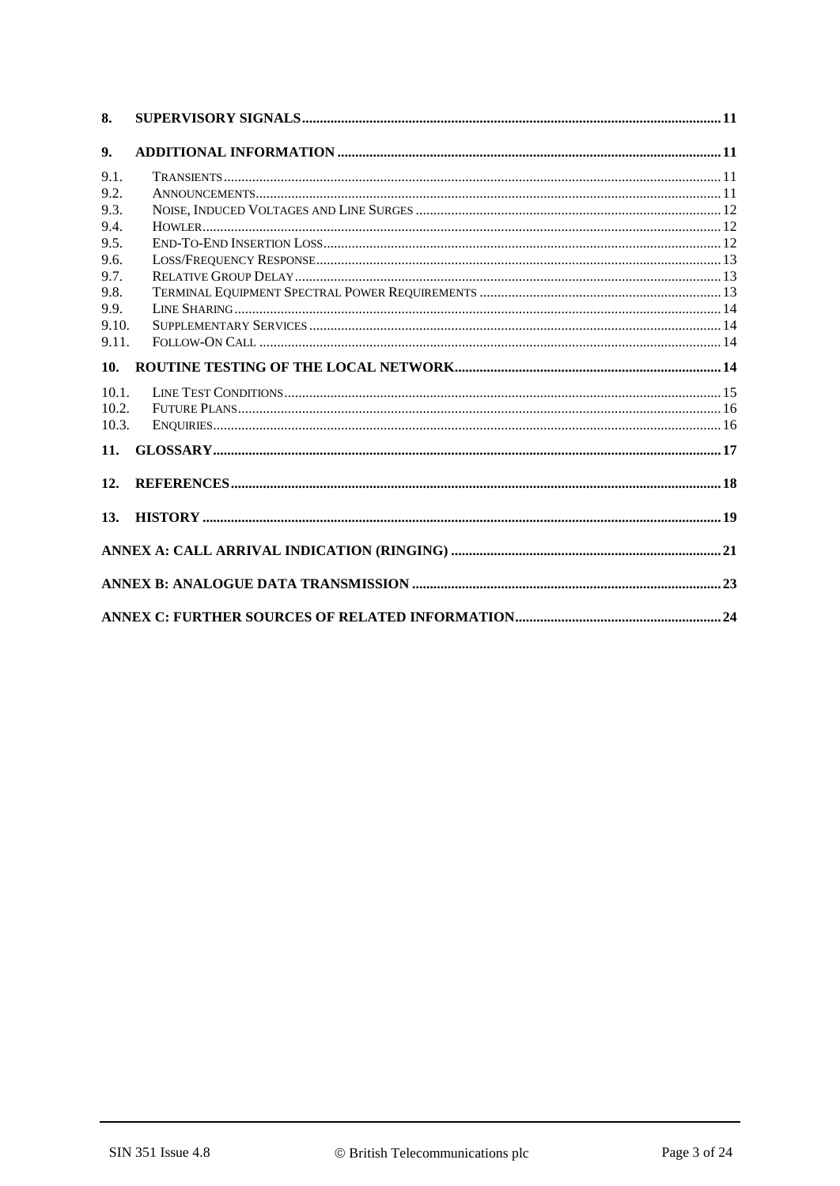| | | |
|---|---|---|
| **8.** | **SUPERVISORY SIGNALS** | **11** |
| **9.** | **ADDITIONAL INFORMATION** | **11** |
| 9.1. | TRANSIENTS | 11 |
| 9.2. | ANNOUNCEMENTS | 11 |
| 9.3. | NOISE, INDUCED VOLTAGES AND LINE SURGES | 12 |
| 9.4. | HOWLER | 12 |
| 9.5. | END-TO-END INSERTION LOSS | 12 |
| 9.6. | LOSS/FREQUENCY RESPONSE | 13 |
| 9.7. | RELATIVE GROUP DELAY | 13 |
| 9.8. | TERMINAL EQUIPMENT SPECTRAL POWER REQUIREMENTS | 13 |
| 9.9. | LINE SHARING | 14 |
| 9.10. | SUPPLEMENTARY SERVICES | 14 |
| 9.11. | FOLLOW-ON CALL | 14 |
| **10.** | **ROUTINE TESTING OF THE LOCAL NETWORK** | **14** |
| 10.1. | LINE TEST CONDITIONS | 15 |
| 10.2. | FUTURE PLANS | 16 |
| 10.3. | ENQUIRIES | 16 |
| **11.** | **GLOSSARY** | **17** |
| **12.** | **REFERENCES** | **18** |
| **13.** | **HISTORY** | **19** |
| | **ANNEX A: CALL ARRIVAL INDICATION (RINGING)** | **21** |
| | **ANNEX B: ANALOGUE DATA TRANSMISSION** | **23** |
| | **ANNEX C: FURTHER SOURCES OF RELATED INFORMATION** | **24** |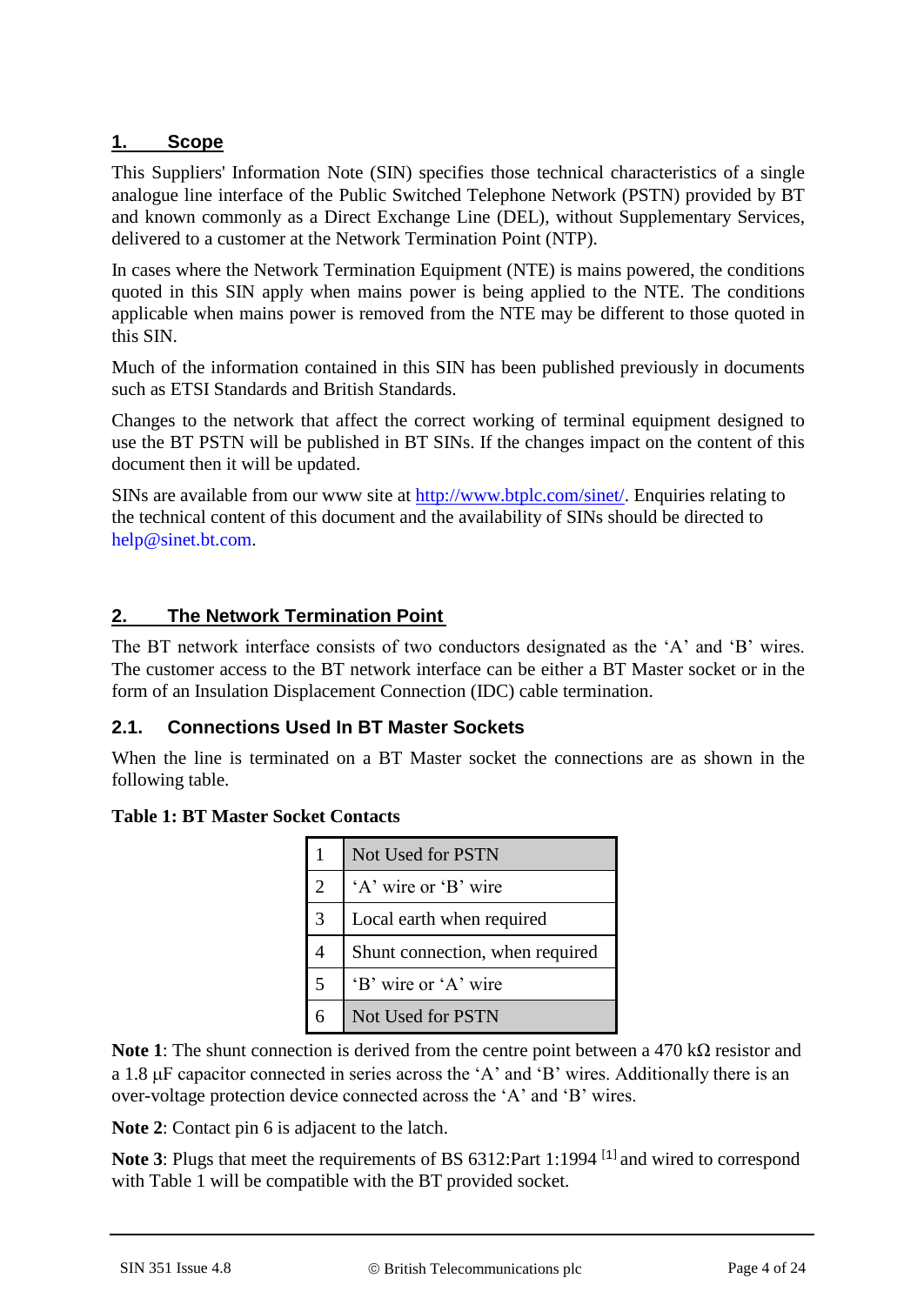## 1. Scope

This Suppliers' Information Note (SIN) specifies those technical characteristics of a single analogue line interface of the Public Switched Telephone Network (PSTN) provided by BT and known commonly as a Direct Exchange Line (DEL), without Supplementary Services, delivered to a customer at the Network Termination Point (NTP).

In cases where the Network Termination Equipment (NTE) is mains powered, the conditions quoted in this SIN apply when mains power is being applied to the NTE. The conditions applicable when mains power is removed from the NTE may be different to those quoted in this SIN.

Much of the information contained in this SIN has been published previously in documents such as ETSI Standards and British Standards.

Changes to the network that affect the correct working of terminal equipment designed to use the BT PSTN will be published in BT SINs. If the changes impact on the content of this document then it will be updated.

SINs are available from our www site at http://www.btplc.com/sinet/. Enquiries relating to the technical content of this document and the availability of SINs should be directed to help@sinet.bt.com.

## 2. The Network Termination Point

The BT network interface consists of two conductors designated as the ‘A’ and ‘B’ wires. The customer access to the BT network interface can be either a BT Master socket or in the form of an Insulation Displacement Connection (IDC) cable termination.

### 2.1. Connections Used In BT Master Sockets

When the line is terminated on a BT Master socket the connections are as shown in the following table.

**Table 1: BT Master Socket Contacts**

| | |
|---|---|
| 1 | Not Used for PSTN |
| 2 | ‘A’ wire or ‘B’ wire |
| 3 | Local earth when required |
| 4 | Shunt connection, when required |
| 5 | ‘B’ wire or ‘A’ wire |
| 6 | Not Used for PSTN |

**Note 1**: The shunt connection is derived from the centre point between a 470 kΩ resistor and a 1.8 µF capacitor connected in series across the ‘A’ and ‘B’ wires. Additionally there is an over-voltage protection device connected across the ‘A’ and ‘B’ wires.

**Note 2**: Contact pin 6 is adjacent to the latch.

**Note 3**: Plugs that meet the requirements of BS 6312:Part 1:1994 [1] and wired to correspond with Table 1 will be compatible with the BT provided socket.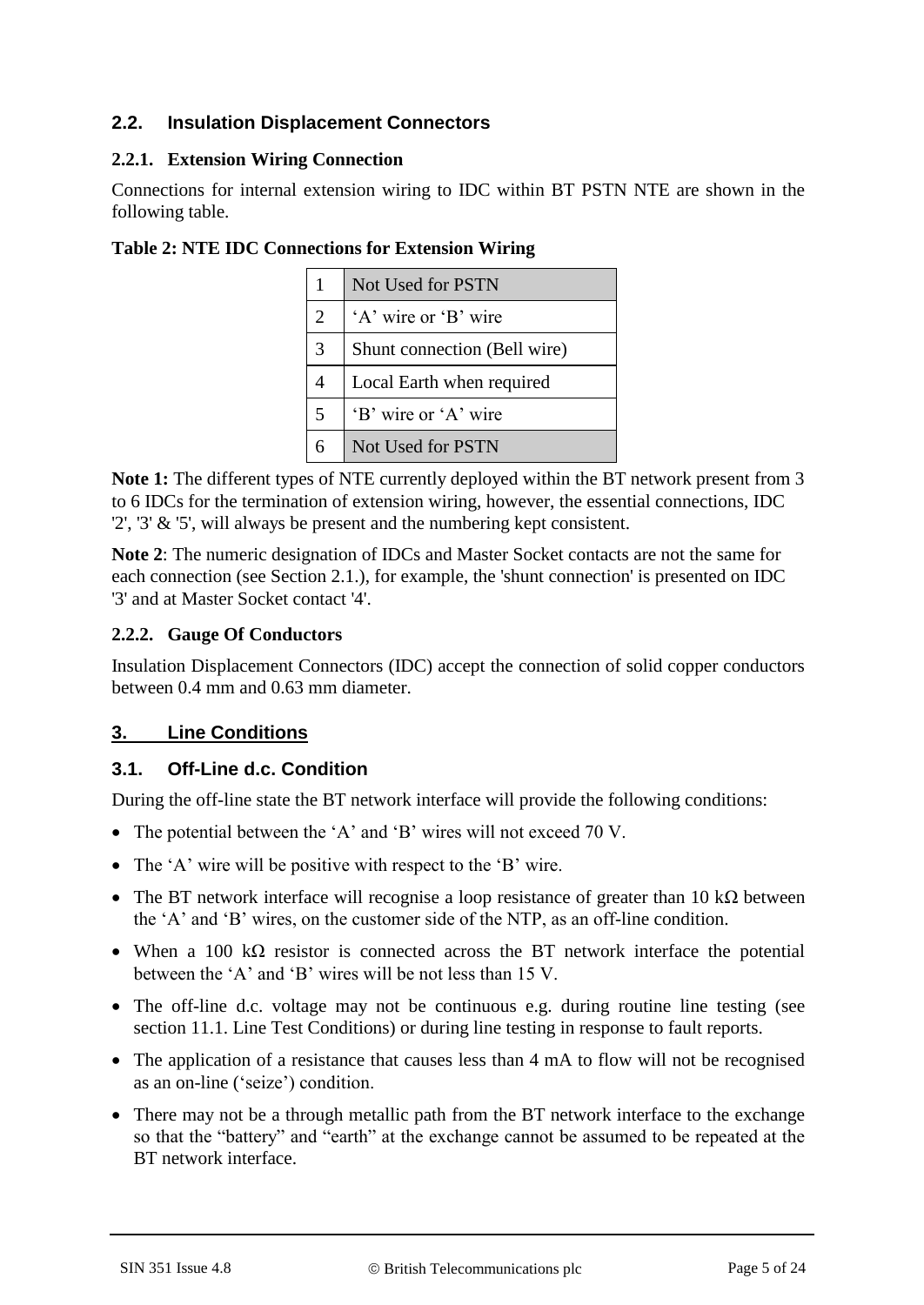### 2.2. Insulation Displacement Connectors

#### 2.2.1. Extension Wiring Connection

Connections for internal extension wiring to IDC within BT PSTN NTE are shown in the following table.

**Table 2: NTE IDC Connections for Extension Wiring**

| | |
|---|---|
| 1 | Not Used for PSTN |
| 2 | ‘A’ wire or ‘B’ wire |
| 3 | Shunt connection (Bell wire) |
| 4 | Local Earth when required |
| 5 | ‘B’ wire or ‘A’ wire |
| 6 | Not Used for PSTN |

**Note 1:** The different types of NTE currently deployed within the BT network present from 3 to 6 IDCs for the termination of extension wiring, however, the essential connections, IDC '2', '3' & '5', will always be present and the numbering kept consistent.

**Note 2**: The numeric designation of IDCs and Master Socket contacts are not the same for each connection (see Section 2.1.), for example, the 'shunt connection' is presented on IDC '3' and at Master Socket contact '4'.

#### 2.2.2. Gauge Of Conductors

Insulation Displacement Connectors (IDC) accept the connection of solid copper conductors between 0.4 mm and 0.63 mm diameter.

## 3. Line Conditions

### 3.1. Off-Line d.c. Condition

During the off-line state the BT network interface will provide the following conditions:

- The potential between the ‘A’ and ‘B’ wires will not exceed 70 V.
- The ‘A’ wire will be positive with respect to the ‘B’ wire.
- The BT network interface will recognise a loop resistance of greater than 10 kΩ between the ‘A’ and ‘B’ wires, on the customer side of the NTP, as an off-line condition.
- When a 100 kΩ resistor is connected across the BT network interface the potential between the ‘A’ and ‘B’ wires will be not less than 15 V.
- The off-line d.c. voltage may not be continuous e.g. during routine line testing (see section 11.1. Line Test Conditions) or during line testing in response to fault reports.
- The application of a resistance that causes less than 4 mA to flow will not be recognised as an on-line (‘seize’) condition.
- There may not be a through metallic path from the BT network interface to the exchange so that the “battery” and “earth” at the exchange cannot be assumed to be repeated at the BT network interface.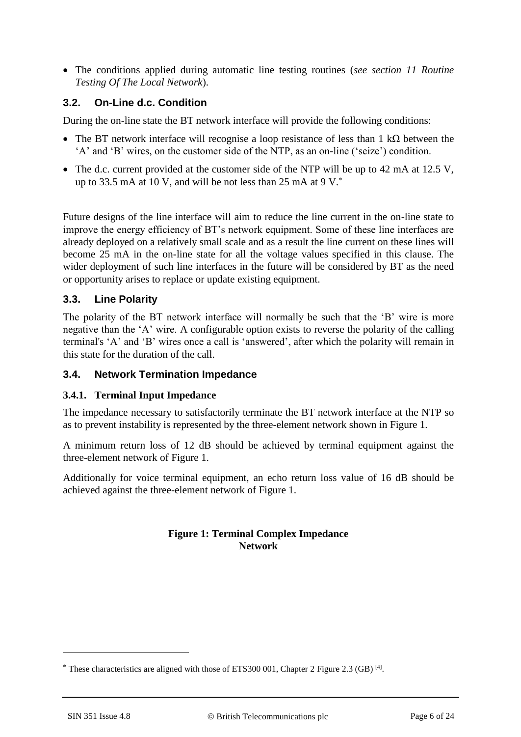- The conditions applied during automatic line testing routines (*see section 11 Routine Testing Of The Local Network*).

### 3.2. On-Line d.c. Condition

During the on-line state the BT network interface will provide the following conditions:

- The BT network interface will recognise a loop resistance of less than 1 kΩ between the 'A' and 'B' wires, on the customer side of the NTP, as an on-line ('seize') condition.
- The d.c. current provided at the customer side of the NTP will be up to 42 mA at 12.5 V, up to 33.5 mA at 10 V, and will be not less than 25 mA at 9 V.*

Future designs of the line interface will aim to reduce the line current in the on-line state to improve the energy efficiency of BT's network equipment. Some of these line interfaces are already deployed on a relatively small scale and as a result the line current on these lines will become 25 mA in the on-line state for all the voltage values specified in this clause. The wider deployment of such line interfaces in the future will be considered by BT as the need or opportunity arises to replace or update existing equipment.

### 3.3. Line Polarity

The polarity of the BT network interface will normally be such that the 'B' wire is more negative than the 'A' wire. A configurable option exists to reverse the polarity of the calling terminal's 'A' and 'B' wires once a call is 'answered', after which the polarity will remain in this state for the duration of the call.

### 3.4. Network Termination Impedance

#### 3.4.1. Terminal Input Impedance

The impedance necessary to satisfactorily terminate the BT network interface at the NTP so as to prevent instability is represented by the three-element network shown in Figure 1.

A minimum return loss of 12 dB should be achieved by terminal equipment against the three-element network of Figure 1.

Additionally for voice terminal equipment, an echo return loss value of 16 dB should be achieved against the three-element network of Figure 1.

**Figure 1: Terminal Complex Impedance Network**

---

* These characteristics are aligned with those of ETS300 001, Chapter 2 Figure 2.3 (GB) [4].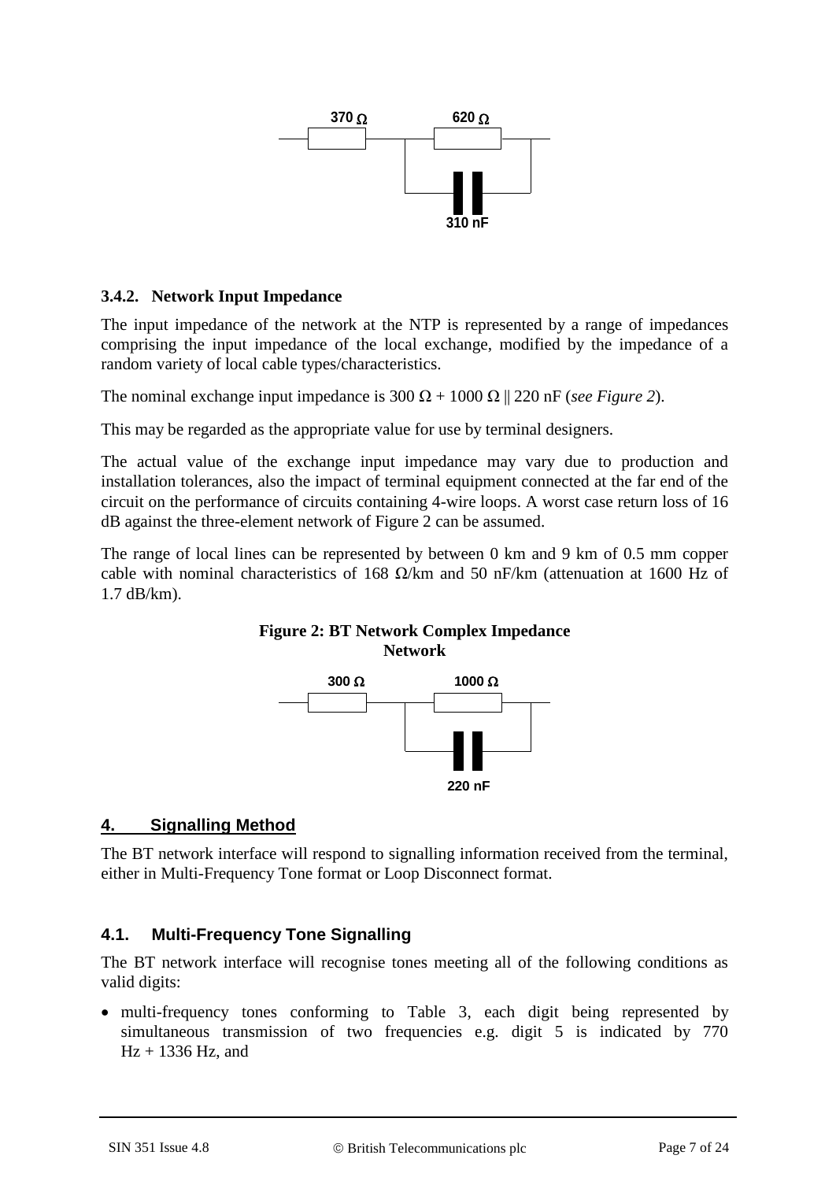370 Ω 620 Ω

310 nF

### 3.4.2. Network Input Impedance

The input impedance of the network at the NTP is represented by a range of impedances comprising the input impedance of the local exchange, modified by the impedance of a random variety of local cable types/characteristics.

The nominal exchange input impedance is 300 Ω + 1000 Ω || 220 nF (*see Figure 2*).

This may be regarded as the appropriate value for use by terminal designers.

The actual value of the exchange input impedance may vary due to production and installation tolerances, also the impact of terminal equipment connected at the far end of the circuit on the performance of circuits containing 4-wire loops. A worst case return loss of 16 dB against the three-element network of Figure 2 can be assumed.

The range of local lines can be represented by between 0 km and 9 km of 0.5 mm copper cable with nominal characteristics of 168 Ω/km and 50 nF/km (attenuation at 1600 Hz of 1.7 dB/km).

**Figure 2: BT Network Complex Impedance Network**

300 Ω 1000 Ω

220 nF

## 4. Signalling Method

The BT network interface will respond to signalling information received from the terminal, either in Multi-Frequency Tone format or Loop Disconnect format.

### 4.1. Multi-Frequency Tone Signalling

The BT network interface will recognise tones meeting all of the following conditions as valid digits:

- multi-frequency tones conforming to Table 3, each digit being represented by simultaneous transmission of two frequencies e.g. digit 5 is indicated by 770 Hz + 1336 Hz, and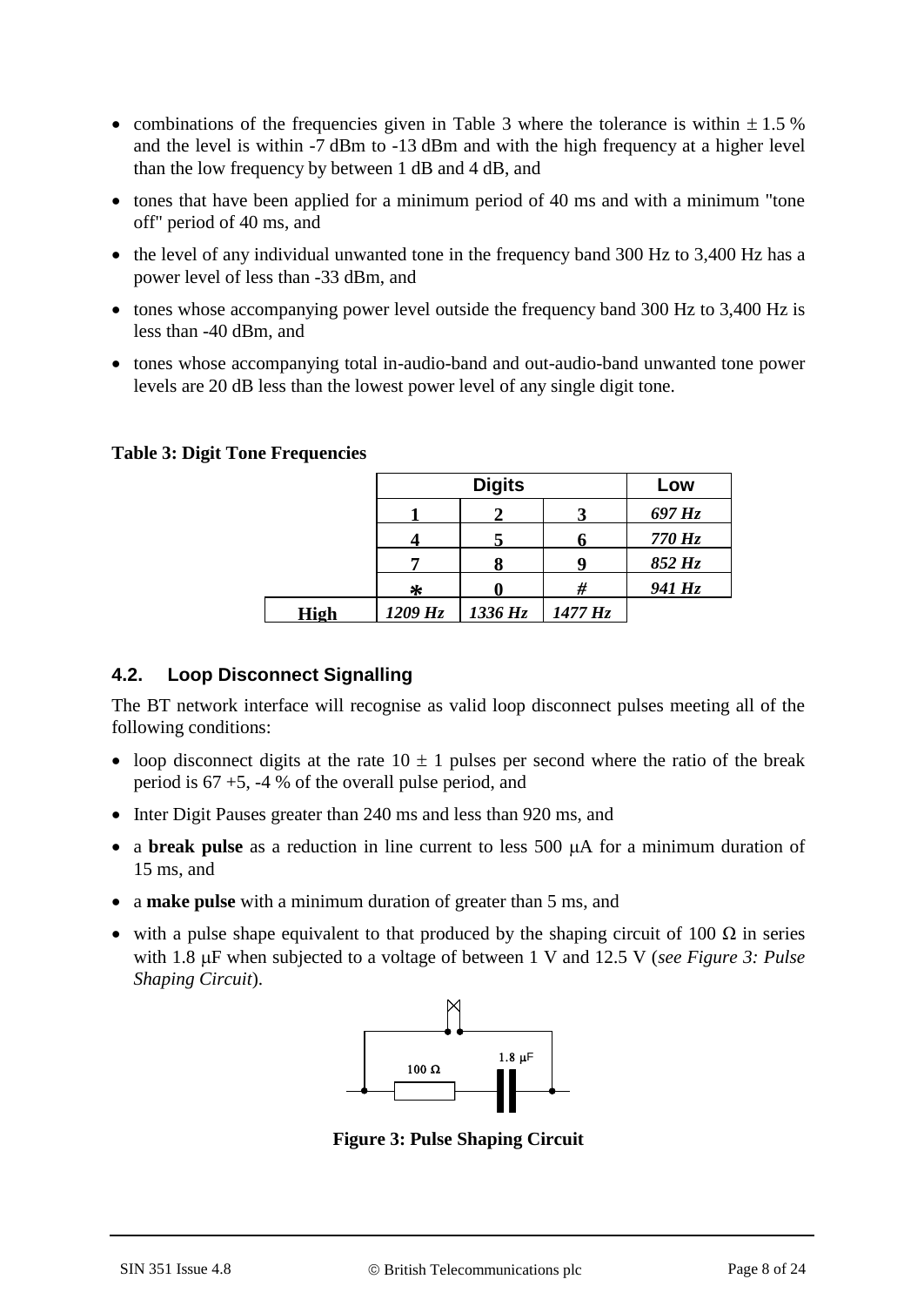- combinations of the frequencies given in Table 3 where the tolerance is within ± 1.5 % and the level is within -7 dBm to -13 dBm and with the high frequency at a higher level than the low frequency by between 1 dB and 4 dB, and
- tones that have been applied for a minimum period of 40 ms and with a minimum "tone off" period of 40 ms, and
- the level of any individual unwanted tone in the frequency band 300 Hz to 3,400 Hz has a power level of less than -33 dBm, and
- tones whose accompanying power level outside the frequency band 300 Hz to 3,400 Hz is less than -40 dBm, and
- tones whose accompanying total in-audio-band and out-audio-band unwanted tone power levels are 20 dB less than the lowest power level of any single digit tone.

**Table 3: Digit Tone Frequencies**

| | **Digits** | | | **Low** |
|---|---|---|---|---|
| | **1** | **2** | **3** | ***697 Hz*** |
| | **4** | **5** | **6** | ***770 Hz*** |
| | **7** | **8** | **9** | ***852 Hz*** |
| | **\*** | **0** | **#** | ***941 Hz*** |
| **High** | ***1209 Hz*** | ***1336 Hz*** | ***1477 Hz*** | |

## 4.2. Loop Disconnect Signalling

The BT network interface will recognise as valid loop disconnect pulses meeting all of the following conditions:

- loop disconnect digits at the rate 10 ± 1 pulses per second where the ratio of the break period is 67 +5, -4 % of the overall pulse period, and
- Inter Digit Pauses greater than 240 ms and less than 920 ms, and
- a **break pulse** as a reduction in line current to less 500 μA for a minimum duration of 15 ms, and
- a **make pulse** with a minimum duration of greater than 5 ms, and
- with a pulse shape equivalent to that produced by the shaping circuit of 100 Ω in series with 1.8 μF when subjected to a voltage of between 1 V and 12.5 V (*see Figure 3: Pulse Shaping Circuit*).

**Figure 3: Pulse Shaping Circuit**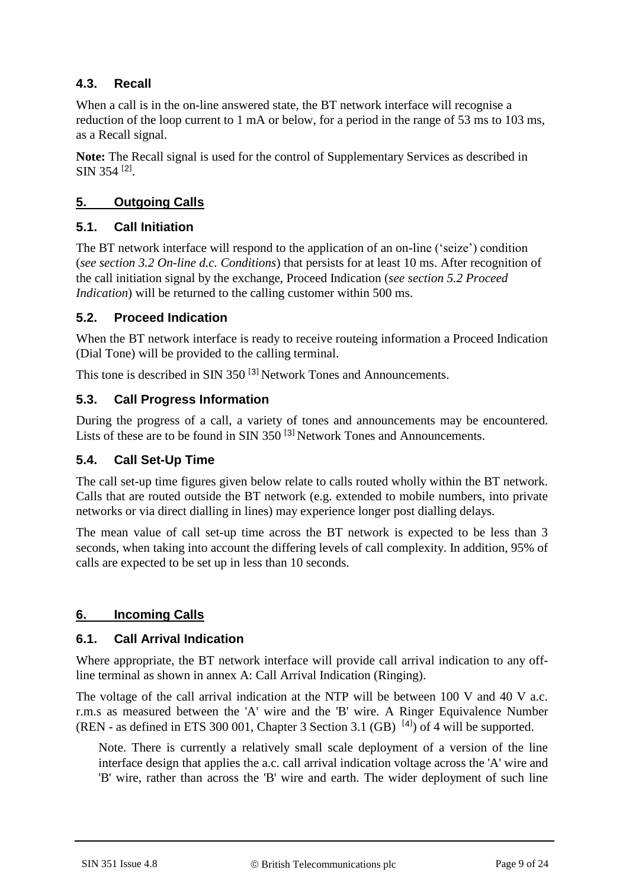### 4.3. Recall

When a call is in the on-line answered state, the BT network interface will recognise a reduction of the loop current to 1 mA or below, for a period in the range of 53 ms to 103 ms, as a Recall signal.

**Note:** The Recall signal is used for the control of Supplementary Services as described in SIN 354 [2].

## 5. Outgoing Calls

### 5.1. Call Initiation

The BT network interface will respond to the application of an on-line ('seize') condition (*see section 3.2 On-line d.c. Conditions*) that persists for at least 10 ms. After recognition of the call initiation signal by the exchange, Proceed Indication (*see section 5.2 Proceed Indication*) will be returned to the calling customer within 500 ms.

### 5.2. Proceed Indication

When the BT network interface is ready to receive routeing information a Proceed Indication (Dial Tone) will be provided to the calling terminal.

This tone is described in SIN 350 [3] Network Tones and Announcements.

### 5.3. Call Progress Information

During the progress of a call, a variety of tones and announcements may be encountered. Lists of these are to be found in SIN 350 [3] Network Tones and Announcements.

### 5.4. Call Set-Up Time

The call set-up time figures given below relate to calls routed wholly within the BT network. Calls that are routed outside the BT network (e.g. extended to mobile numbers, into private networks or via direct dialling in lines) may experience longer post dialling delays.

The mean value of call set-up time across the BT network is expected to be less than 3 seconds, when taking into account the differing levels of call complexity. In addition, 95% of calls are expected to be set up in less than 10 seconds.

## 6. Incoming Calls

### 6.1. Call Arrival Indication

Where appropriate, the BT network interface will provide call arrival indication to any off-line terminal as shown in annex A: Call Arrival Indication (Ringing).

The voltage of the call arrival indication at the NTP will be between 100 V and 40 V a.c. r.m.s as measured between the 'A' wire and the 'B' wire. A Ringer Equivalence Number (REN - as defined in ETS 300 001, Chapter 3 Section 3.1 (GB) [4]) of 4 will be supported.

> Note. There is currently a relatively small scale deployment of a version of the line interface design that applies the a.c. call arrival indication voltage across the 'A' wire and 'B' wire, rather than across the 'B' wire and earth. The wider deployment of such line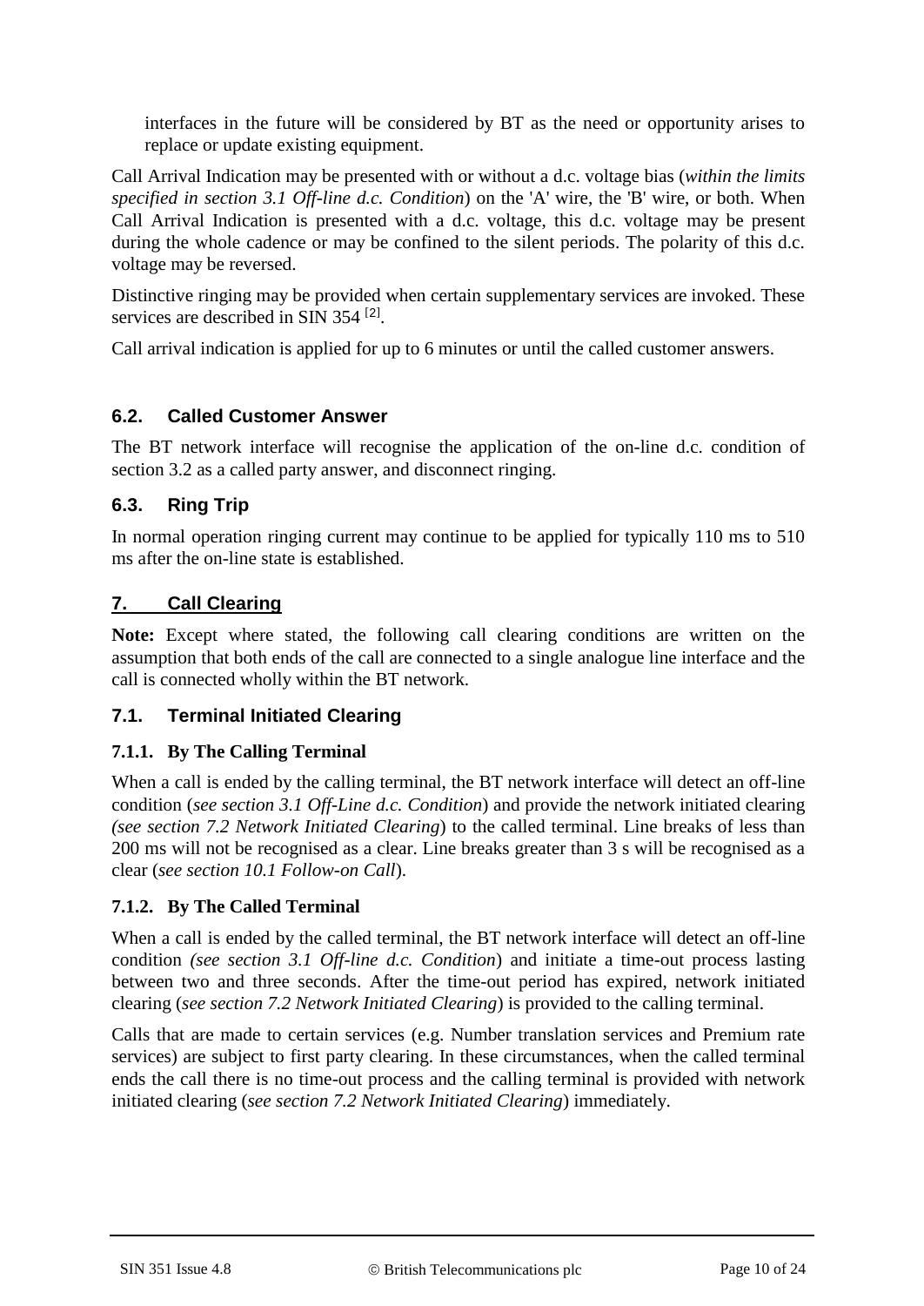interfaces in the future will be considered by BT as the need or opportunity arises to replace or update existing equipment.

Call Arrival Indication may be presented with or without a d.c. voltage bias (*within the limits specified in section 3.1 Off-line d.c. Condition*) on the 'A' wire, the 'B' wire, or both. When Call Arrival Indication is presented with a d.c. voltage, this d.c. voltage may be present during the whole cadence or may be confined to the silent periods. The polarity of this d.c. voltage may be reversed.

Distinctive ringing may be provided when certain supplementary services are invoked. These services are described in SIN 354 [2].

Call arrival indication is applied for up to 6 minutes or until the called customer answers.

### 6.2. Called Customer Answer

The BT network interface will recognise the application of the on-line d.c. condition of section 3.2 as a called party answer, and disconnect ringing.

### 6.3. Ring Trip

In normal operation ringing current may continue to be applied for typically 110 ms to 510 ms after the on-line state is established.

## 7. Call Clearing

**Note:** Except where stated, the following call clearing conditions are written on the assumption that both ends of the call are connected to a single analogue line interface and the call is connected wholly within the BT network.

### 7.1. Terminal Initiated Clearing

#### 7.1.1. By The Calling Terminal

When a call is ended by the calling terminal, the BT network interface will detect an off-line condition (*see section 3.1 Off-Line d.c. Condition*) and provide the network initiated clearing *(see section 7.2 Network Initiated Clearing*) to the called terminal. Line breaks of less than 200 ms will not be recognised as a clear. Line breaks greater than 3 s will be recognised as a clear (*see section 10.1 Follow-on Call*).

#### 7.1.2. By The Called Terminal

When a call is ended by the called terminal, the BT network interface will detect an off-line condition *(see section 3.1 Off-line d.c. Condition*) and initiate a time-out process lasting between two and three seconds. After the time-out period has expired, network initiated clearing (*see section 7.2 Network Initiated Clearing*) is provided to the calling terminal.

Calls that are made to certain services (e.g. Number translation services and Premium rate services) are subject to first party clearing. In these circumstances, when the called terminal ends the call there is no time-out process and the calling terminal is provided with network initiated clearing (*see section 7.2 Network Initiated Clearing*) immediately.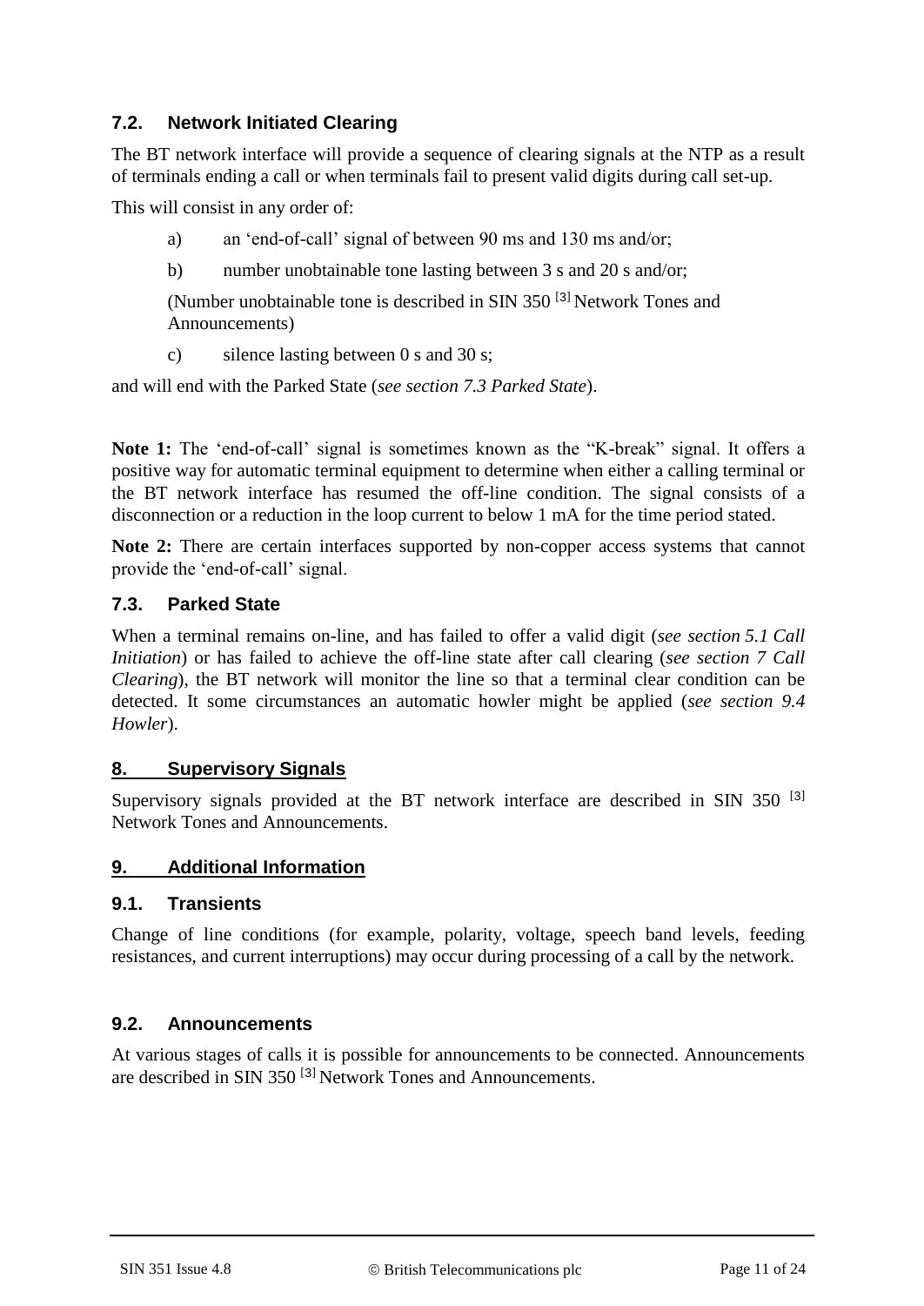### 7.2. Network Initiated Clearing

The BT network interface will provide a sequence of clearing signals at the NTP as a result of terminals ending a call or when terminals fail to present valid digits during call set-up.

This will consist in any order of:

a) an ‘end-of-call’ signal of between 90 ms and 130 ms and/or;

b) number unobtainable tone lasting between 3 s and 20 s and/or;

(Number unobtainable tone is described in SIN 350 [3] Network Tones and Announcements)

c) silence lasting between 0 s and 30 s;

and will end with the Parked State (*see section 7.3 Parked State*).

**Note 1:** The ‘end-of-call’ signal is sometimes known as the “K-break” signal. It offers a positive way for automatic terminal equipment to determine when either a calling terminal or the BT network interface has resumed the off-line condition. The signal consists of a disconnection or a reduction in the loop current to below 1 mA for the time period stated.

**Note 2:** There are certain interfaces supported by non-copper access systems that cannot provide the ‘end-of-call’ signal.

### 7.3. Parked State

When a terminal remains on-line, and has failed to offer a valid digit (*see section 5.1 Call Initiation*) or has failed to achieve the off-line state after call clearing (*see section 7 Call Clearing*), the BT network will monitor the line so that a terminal clear condition can be detected. It some circumstances an automatic howler might be applied (*see section 9.4 Howler*).

## 8. Supervisory Signals

Supervisory signals provided at the BT network interface are described in SIN 350 [3] Network Tones and Announcements.

## 9. Additional Information

### 9.1. Transients

Change of line conditions (for example, polarity, voltage, speech band levels, feeding resistances, and current interruptions) may occur during processing of a call by the network.

### 9.2. Announcements

At various stages of calls it is possible for announcements to be connected. Announcements are described in SIN 350 [3] Network Tones and Announcements.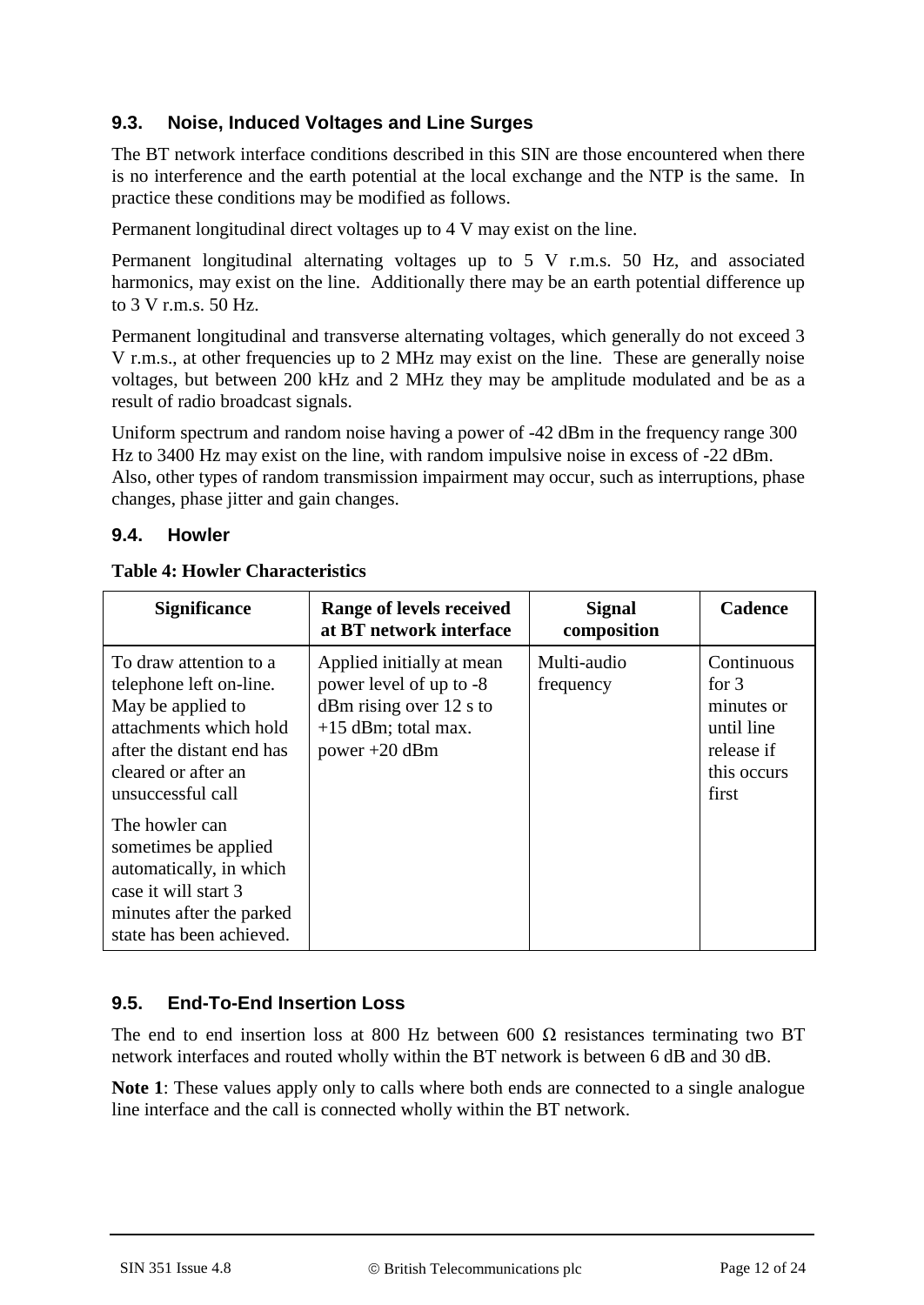### 9.3. Noise, Induced Voltages and Line Surges

The BT network interface conditions described in this SIN are those encountered when there is no interference and the earth potential at the local exchange and the NTP is the same. In practice these conditions may be modified as follows.

Permanent longitudinal direct voltages up to 4 V may exist on the line.

Permanent longitudinal alternating voltages up to 5 V r.m.s. 50 Hz, and associated harmonics, may exist on the line. Additionally there may be an earth potential difference up to 3 V r.m.s. 50 Hz.

Permanent longitudinal and transverse alternating voltages, which generally do not exceed 3 V r.m.s., at other frequencies up to 2 MHz may exist on the line. These are generally noise voltages, but between 200 kHz and 2 MHz they may be amplitude modulated and be as a result of radio broadcast signals.

Uniform spectrum and random noise having a power of -42 dBm in the frequency range 300 Hz to 3400 Hz may exist on the line, with random impulsive noise in excess of -22 dBm. Also, other types of random transmission impairment may occur, such as interruptions, phase changes, phase jitter and gain changes.

### 9.4. Howler

**Table 4: Howler Characteristics**

| Significance | Range of levels received at BT network interface | Signal composition | Cadence |
|---|---|---|---|
| To draw attention to a telephone left on-line. May be applied to attachments which hold after the distant end has cleared or after an unsuccessful call<br><br>The howler can sometimes be applied automatically, in which case it will start 3 minutes after the parked state has been achieved. | Applied initially at mean power level of up to -8 dBm rising over 12 s to +15 dBm; total max. power +20 dBm | Multi-audio frequency | Continuous for 3 minutes or until line release if this occurs first |

### 9.5. End-To-End Insertion Loss

The end to end insertion loss at 800 Hz between 600 Ω resistances terminating two BT network interfaces and routed wholly within the BT network is between 6 dB and 30 dB.

**Note 1**: These values apply only to calls where both ends are connected to a single analogue line interface and the call is connected wholly within the BT network.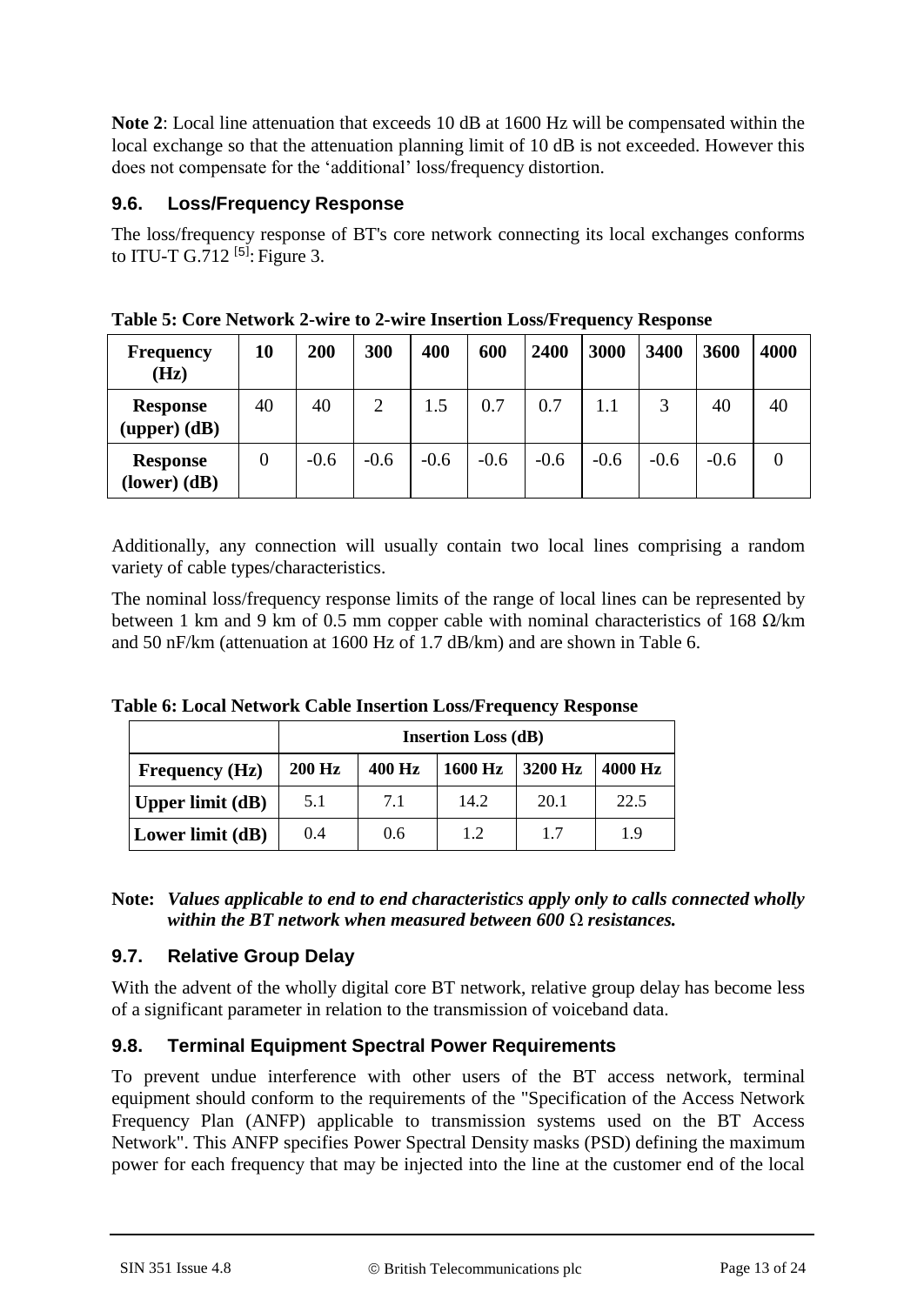**Note 2**: Local line attenuation that exceeds 10 dB at 1600 Hz will be compensated within the local exchange so that the attenuation planning limit of 10 dB is not exceeded. However this does not compensate for the 'additional' loss/frequency distortion.

### 9.6. Loss/Frequency Response

The loss/frequency response of BT's core network connecting its local exchanges conforms to ITU-T G.712 [5]: Figure 3.

**Table 5: Core Network 2-wire to 2-wire Insertion Loss/Frequency Response**

| Frequency (Hz) | 10 | 200 | 300 | 400 | 600 | 2400 | 3000 | 3400 | 3600 | 4000 |
|---|---|---|---|---|---|---|---|---|---|---|
| Response (upper) (dB) | 40 | 40 | 2 | 1.5 | 0.7 | 0.7 | 1.1 | 3 | 40 | 40 |
| Response (lower) (dB) | 0 | -0.6 | -0.6 | -0.6 | -0.6 | -0.6 | -0.6 | -0.6 | -0.6 | 0 |

Additionally, any connection will usually contain two local lines comprising a random variety of cable types/characteristics.

The nominal loss/frequency response limits of the range of local lines can be represented by between 1 km and 9 km of 0.5 mm copper cable with nominal characteristics of 168 Ω/km and 50 nF/km (attenuation at 1600 Hz of 1.7 dB/km) and are shown in Table 6.

**Table 6: Local Network Cable Insertion Loss/Frequency Response**

| | Insertion Loss (dB) | | | | |
|---|---|---|---|---|---|
| **Frequency (Hz)** | **200 Hz** | **400 Hz** | **1600 Hz** | **3200 Hz** | **4000 Hz** |
| **Upper limit (dB)** | 5.1 | 7.1 | 14.2 | 20.1 | 22.5 |
| **Lower limit (dB)** | 0.4 | 0.6 | 1.2 | 1.7 | 1.9 |

**Note:** ***Values applicable to end to end characteristics apply only to calls connected wholly within the BT network when measured between 600 Ω resistances.***

### 9.7. Relative Group Delay

With the advent of the wholly digital core BT network, relative group delay has become less of a significant parameter in relation to the transmission of voiceband data.

### 9.8. Terminal Equipment Spectral Power Requirements

To prevent undue interference with other users of the BT access network, terminal equipment should conform to the requirements of the "Specification of the Access Network Frequency Plan (ANFP) applicable to transmission systems used on the BT Access Network". This ANFP specifies Power Spectral Density masks (PSD) defining the maximum power for each frequency that may be injected into the line at the customer end of the local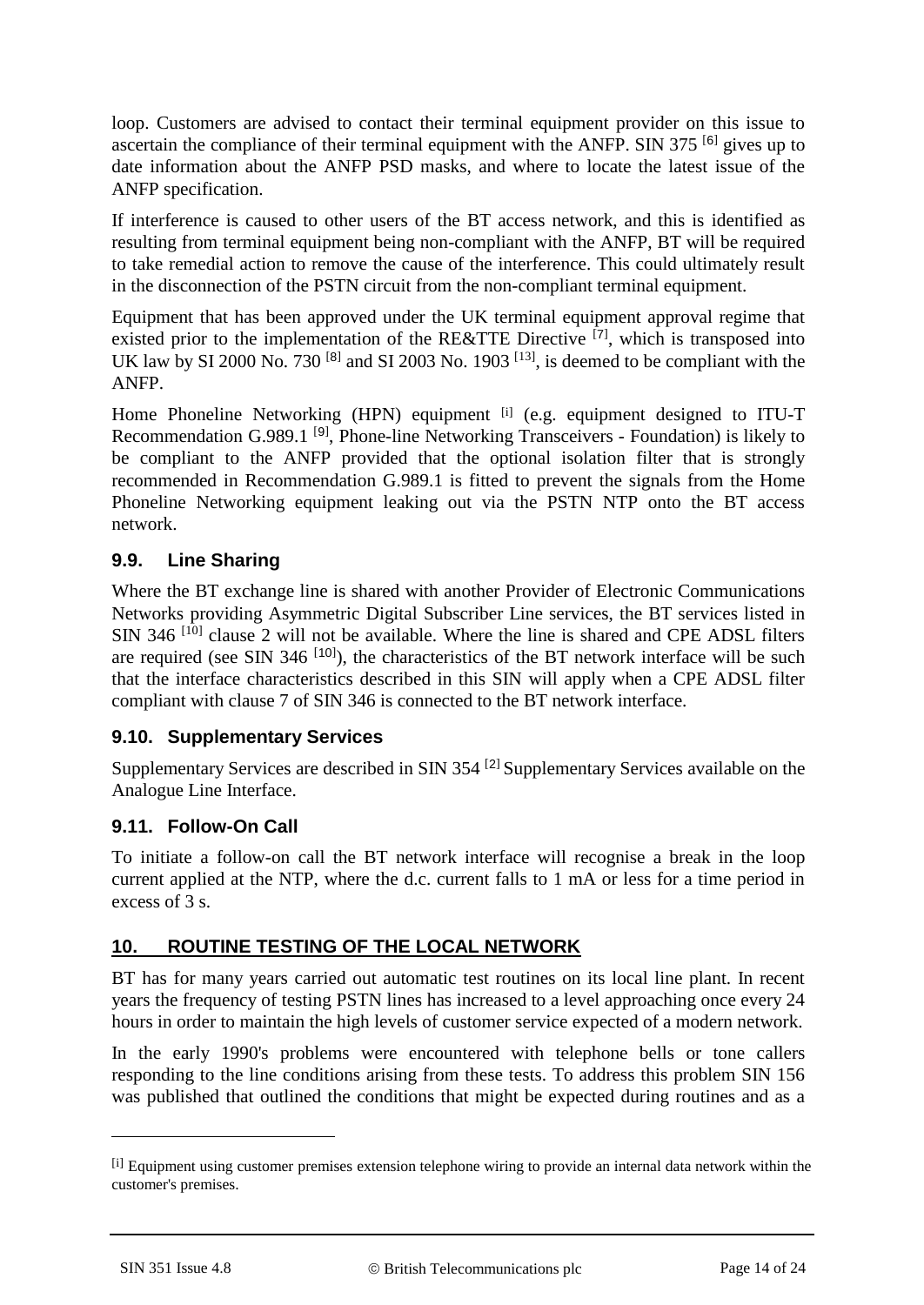loop. Customers are advised to contact their terminal equipment provider on this issue to ascertain the compliance of their terminal equipment with the ANFP. SIN 375 [6] gives up to date information about the ANFP PSD masks, and where to locate the latest issue of the ANFP specification.

If interference is caused to other users of the BT access network, and this is identified as resulting from terminal equipment being non-compliant with the ANFP, BT will be required to take remedial action to remove the cause of the interference. This could ultimately result in the disconnection of the PSTN circuit from the non-compliant terminal equipment.

Equipment that has been approved under the UK terminal equipment approval regime that existed prior to the implementation of the RE&TTE Directive [7], which is transposed into UK law by SI 2000 No. 730 [8] and SI 2003 No. 1903 [13], is deemed to be compliant with the ANFP.

Home Phoneline Networking (HPN) equipment [i] (e.g. equipment designed to ITU-T Recommendation G.989.1 [9], Phone-line Networking Transceivers - Foundation) is likely to be compliant to the ANFP provided that the optional isolation filter that is strongly recommended in Recommendation G.989.1 is fitted to prevent the signals from the Home Phoneline Networking equipment leaking out via the PSTN NTP onto the BT access network.

### 9.9. Line Sharing

Where the BT exchange line is shared with another Provider of Electronic Communications Networks providing Asymmetric Digital Subscriber Line services, the BT services listed in SIN 346 [10] clause 2 will not be available. Where the line is shared and CPE ADSL filters are required (see SIN 346 [10]), the characteristics of the BT network interface will be such that the interface characteristics described in this SIN will apply when a CPE ADSL filter compliant with clause 7 of SIN 346 is connected to the BT network interface.

### 9.10. Supplementary Services

Supplementary Services are described in SIN 354 [2] Supplementary Services available on the Analogue Line Interface.

### 9.11. Follow-On Call

To initiate a follow-on call the BT network interface will recognise a break in the loop current applied at the NTP, where the d.c. current falls to 1 mA or less for a time period in excess of 3 s.

## 10. ROUTINE TESTING OF THE LOCAL NETWORK

BT has for many years carried out automatic test routines on its local line plant. In recent years the frequency of testing PSTN lines has increased to a level approaching once every 24 hours in order to maintain the high levels of customer service expected of a modern network.

In the early 1990's problems were encountered with telephone bells or tone callers responding to the line conditions arising from these tests. To address this problem SIN 156 was published that outlined the conditions that might be expected during routines and as a

---

[i] Equipment using customer premises extension telephone wiring to provide an internal data network within the customer's premises.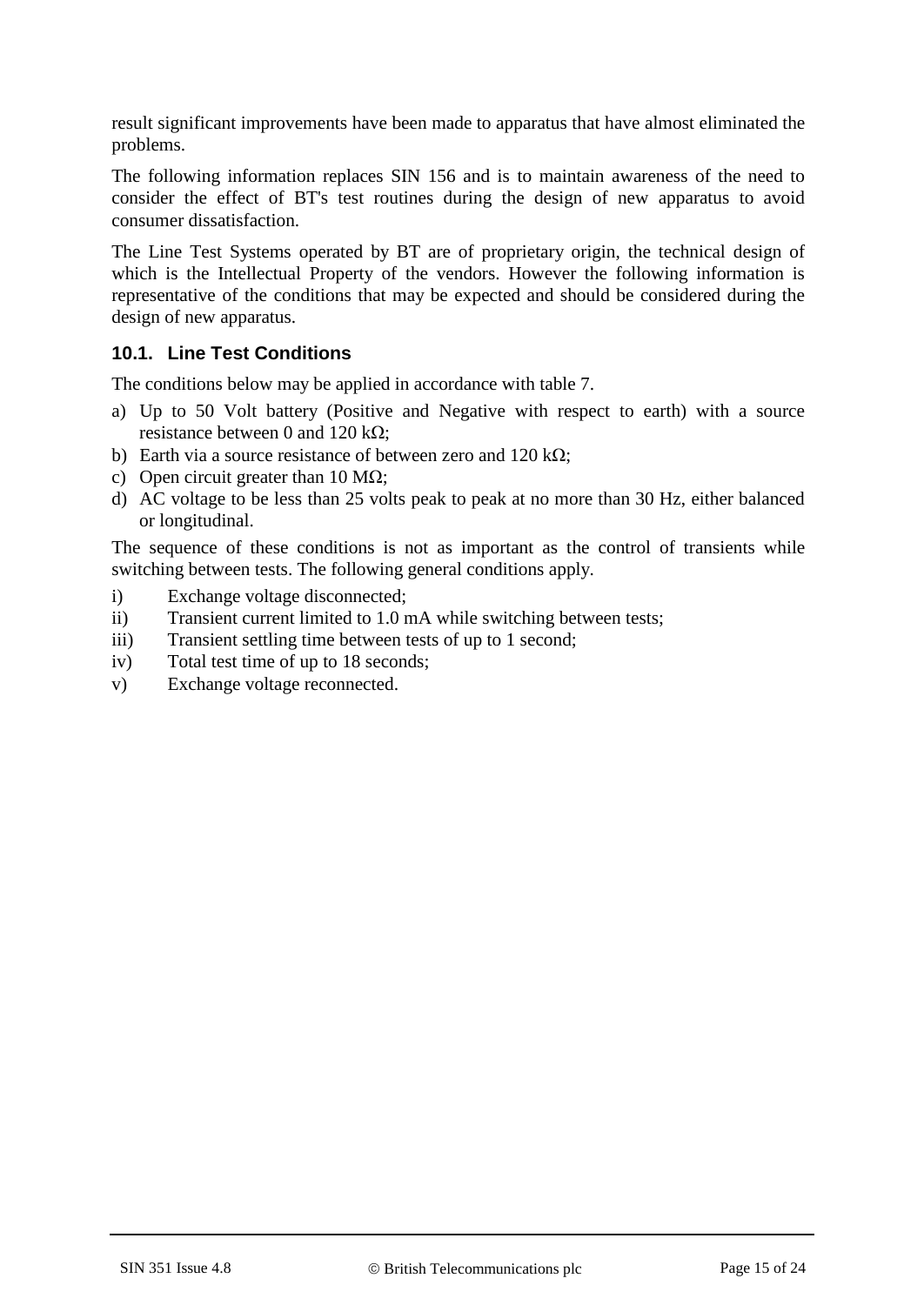result significant improvements have been made to apparatus that have almost eliminated the problems.

The following information replaces SIN 156 and is to maintain awareness of the need to consider the effect of BT's test routines during the design of new apparatus to avoid consumer dissatisfaction.

The Line Test Systems operated by BT are of proprietary origin, the technical design of which is the Intellectual Property of the vendors. However the following information is representative of the conditions that may be expected and should be considered during the design of new apparatus.

### 10.1. Line Test Conditions

The conditions below may be applied in accordance with table 7.

a) Up to 50 Volt battery (Positive and Negative with respect to earth) with a source resistance between 0 and 120 kΩ;
b) Earth via a source resistance of between zero and 120 kΩ;
c) Open circuit greater than 10 MΩ;
d) AC voltage to be less than 25 volts peak to peak at no more than 30 Hz, either balanced or longitudinal.

The sequence of these conditions is not as important as the control of transients while switching between tests. The following general conditions apply.

i) Exchange voltage disconnected;
ii) Transient current limited to 1.0 mA while switching between tests;
iii) Transient settling time between tests of up to 1 second;
iv) Total test time of up to 18 seconds;
v) Exchange voltage reconnected.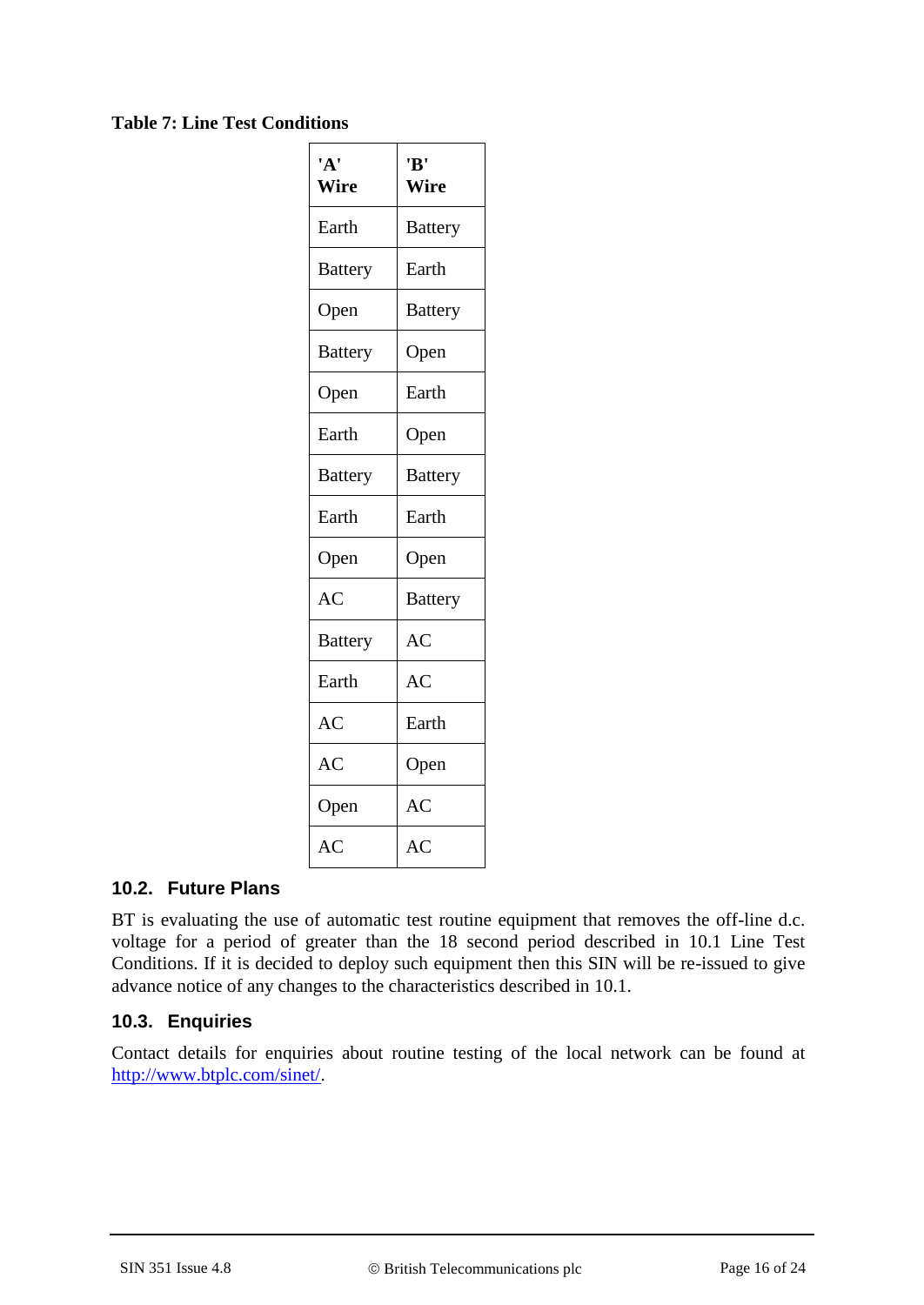**Table 7: Line Test Conditions**

| 'A' Wire | 'B' Wire |
|---|---|
| Earth | Battery |
| Battery | Earth |
| Open | Battery |
| Battery | Open |
| Open | Earth |
| Earth | Open |
| Battery | Battery |
| Earth | Earth |
| Open | Open |
| AC | Battery |
| Battery | AC |
| Earth | AC |
| AC | Earth |
| AC | Open |
| Open | AC |
| AC | AC |

## 10.2. Future Plans

BT is evaluating the use of automatic test routine equipment that removes the off-line d.c. voltage for a period of greater than the 18 second period described in 10.1 Line Test Conditions. If it is decided to deploy such equipment then this SIN will be re-issued to give advance notice of any changes to the characteristics described in 10.1.

## 10.3. Enquiries

Contact details for enquiries about routine testing of the local network can be found at [http://www.btplc.com/sinet/](http://www.btplc.com/sinet/).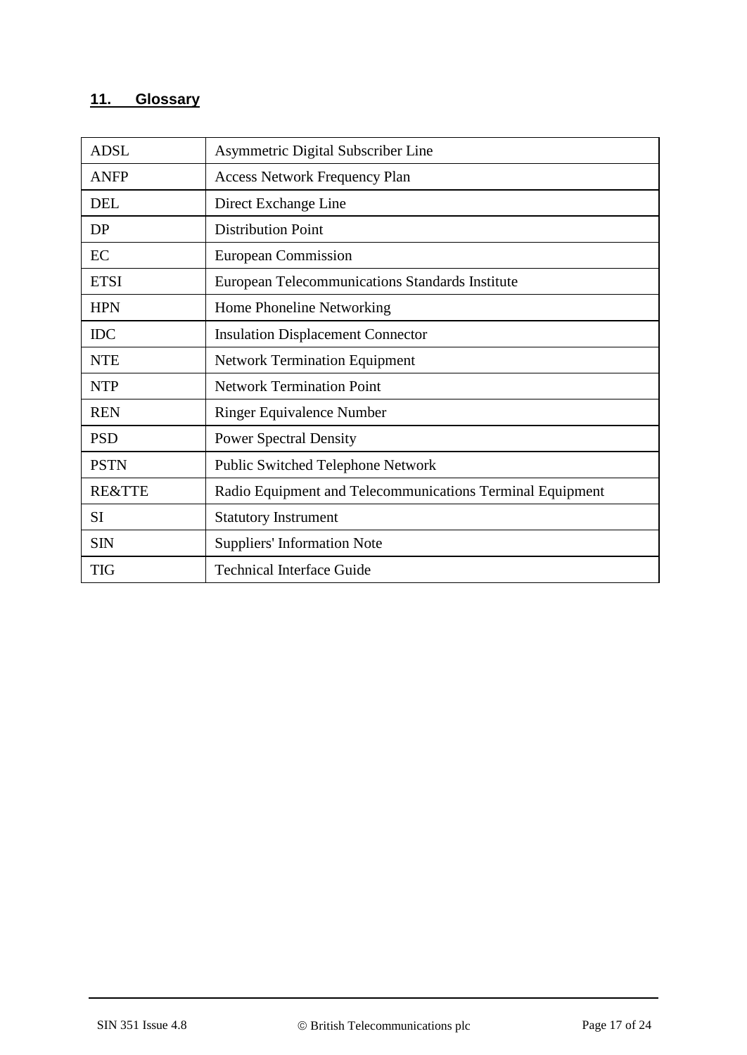## 11. Glossary

| | |
|---|---|
| ADSL | Asymmetric Digital Subscriber Line |
| ANFP | Access Network Frequency Plan |
| DEL | Direct Exchange Line |
| DP | Distribution Point |
| EC | European Commission |
| ETSI | European Telecommunications Standards Institute |
| HPN | Home Phoneline Networking |
| IDC | Insulation Displacement Connector |
| NTE | Network Termination Equipment |
| NTP | Network Termination Point |
| REN | Ringer Equivalence Number |
| PSD | Power Spectral Density |
| PSTN | Public Switched Telephone Network |
| RE&TTE | Radio Equipment and Telecommunications Terminal Equipment |
| SI | Statutory Instrument |
| SIN | Suppliers' Information Note |
| TIG | Technical Interface Guide |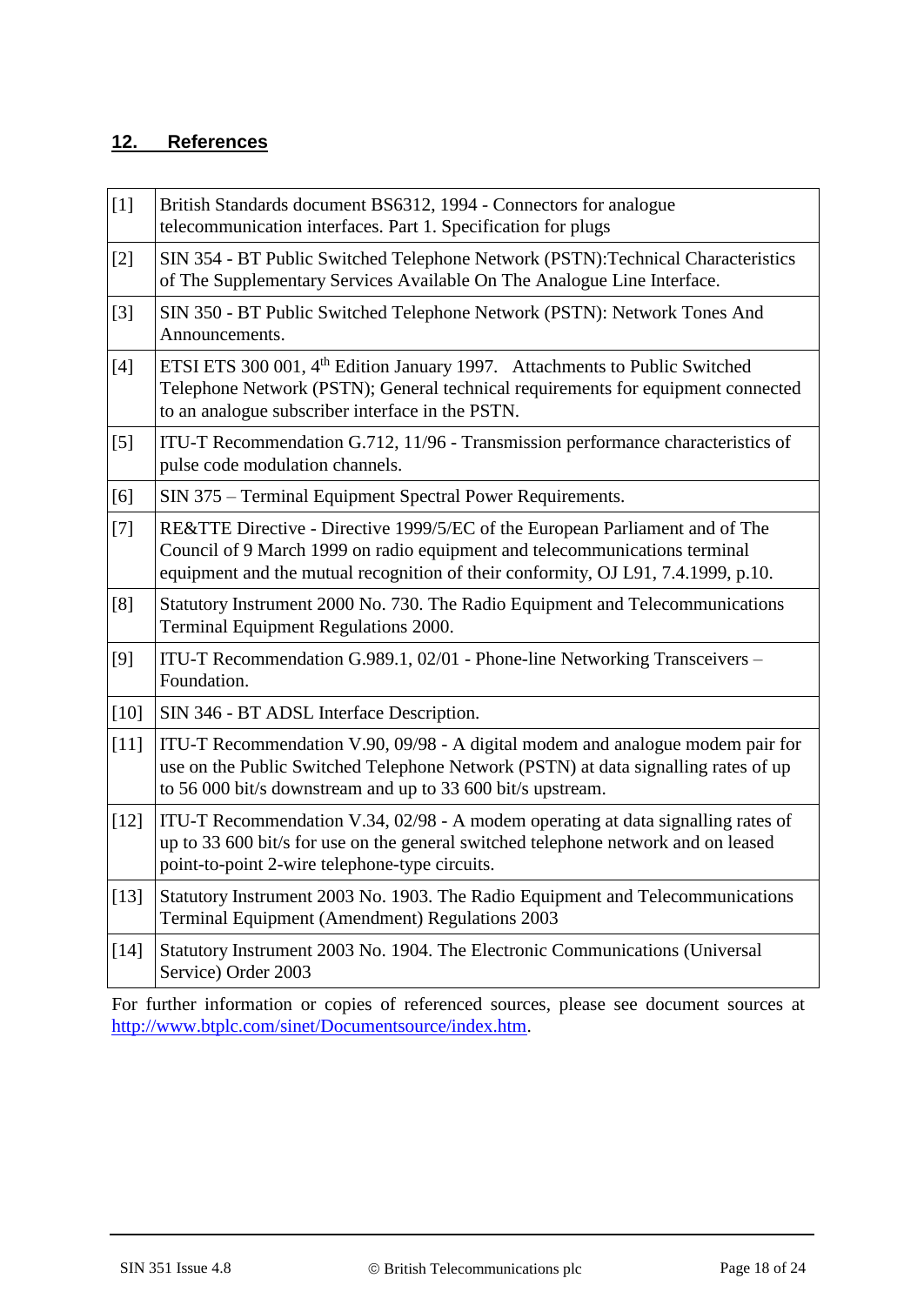## 12. References

| | |
|---|---|
| [1] | British Standards document BS6312, 1994 - Connectors for analogue telecommunication interfaces. Part 1. Specification for plugs |
| [2] | SIN 354 - BT Public Switched Telephone Network (PSTN):Technical Characteristics of The Supplementary Services Available On The Analogue Line Interface. |
| [3] | SIN 350 - BT Public Switched Telephone Network (PSTN): Network Tones And Announcements. |
| [4] | ETSI ETS 300 001, 4th Edition January 1997. Attachments to Public Switched Telephone Network (PSTN); General technical requirements for equipment connected to an analogue subscriber interface in the PSTN. |
| [5] | ITU-T Recommendation G.712, 11/96 - Transmission performance characteristics of pulse code modulation channels. |
| [6] | SIN 375 – Terminal Equipment Spectral Power Requirements. |
| [7] | RE&TTE Directive - Directive 1999/5/EC of the European Parliament and of The Council of 9 March 1999 on radio equipment and telecommunications terminal equipment and the mutual recognition of their conformity, OJ L91, 7.4.1999, p.10. |
| [8] | Statutory Instrument 2000 No. 730. The Radio Equipment and Telecommunications Terminal Equipment Regulations 2000. |
| [9] | ITU-T Recommendation G.989.1, 02/01 - Phone-line Networking Transceivers – Foundation. |
| [10] | SIN 346 - BT ADSL Interface Description. |
| [11] | ITU-T Recommendation V.90, 09/98 - A digital modem and analogue modem pair for use on the Public Switched Telephone Network (PSTN) at data signalling rates of up to 56 000 bit/s downstream and up to 33 600 bit/s upstream. |
| [12] | ITU-T Recommendation V.34, 02/98 - A modem operating at data signalling rates of up to 33 600 bit/s for use on the general switched telephone network and on leased point-to-point 2-wire telephone-type circuits. |
| [13] | Statutory Instrument 2003 No. 1903. The Radio Equipment and Telecommunications Terminal Equipment (Amendment) Regulations 2003 |
| [14] | Statutory Instrument 2003 No. 1904. The Electronic Communications (Universal Service) Order 2003 |

For further information or copies of referenced sources, please see document sources at http://www.btplc.com/sinet/Documentsource/index.htm.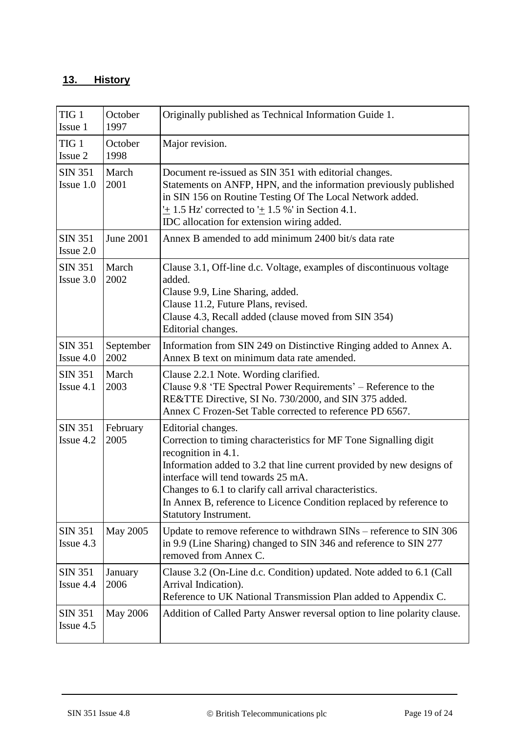## 13. History

| | | |
|---|---|---|
| TIG 1 Issue 1 | October 1997 | Originally published as Technical Information Guide 1. |
| TIG 1 Issue 2 | October 1998 | Major revision. |
| SIN 351 Issue 1.0 | March 2001 | Document re-issued as SIN 351 with editorial changes.<br>Statements on ANFP, HPN, and the information previously published in SIN 156 on Routine Testing Of The Local Network added.<br>'± 1.5 Hz' corrected to '± 1.5 %' in Section 4.1.<br>IDC allocation for extension wiring added. |
| SIN 351 Issue 2.0 | June 2001 | Annex B amended to add minimum 2400 bit/s data rate |
| SIN 351 Issue 3.0 | March 2002 | Clause 3.1, Off-line d.c. Voltage, examples of discontinuous voltage added.<br>Clause 9.9, Line Sharing, added.<br>Clause 11.2, Future Plans, revised.<br>Clause 4.3, Recall added (clause moved from SIN 354)<br>Editorial changes. |
| SIN 351 Issue 4.0 | September 2002 | Information from SIN 249 on Distinctive Ringing added to Annex A.<br>Annex B text on minimum data rate amended. |
| SIN 351 Issue 4.1 | March 2003 | Clause 2.2.1 Note. Wording clarified.<br>Clause 9.8 'TE Spectral Power Requirements' – Reference to the RE&TTE Directive, SI No. 730/2000, and SIN 375 added.<br>Annex C Frozen-Set Table corrected to reference PD 6567. |
| SIN 351 Issue 4.2 | February 2005 | Editorial changes.<br>Correction to timing characteristics for MF Tone Signalling digit recognition in 4.1.<br>Information added to 3.2 that line current provided by new designs of interface will tend towards 25 mA.<br>Changes to 6.1 to clarify call arrival characteristics.<br>In Annex B, reference to Licence Condition replaced by reference to Statutory Instrument. |
| SIN 351 Issue 4.3 | May 2005 | Update to remove reference to withdrawn SINs – reference to SIN 306 in 9.9 (Line Sharing) changed to SIN 346 and reference to SIN 277 removed from Annex C. |
| SIN 351 Issue 4.4 | January 2006 | Clause 3.2 (On-Line d.c. Condition) updated. Note added to 6.1 (Call Arrival Indication).<br>Reference to UK National Transmission Plan added to Appendix C. |
| SIN 351 Issue 4.5 | May 2006 | Addition of Called Party Answer reversal option to line polarity clause. |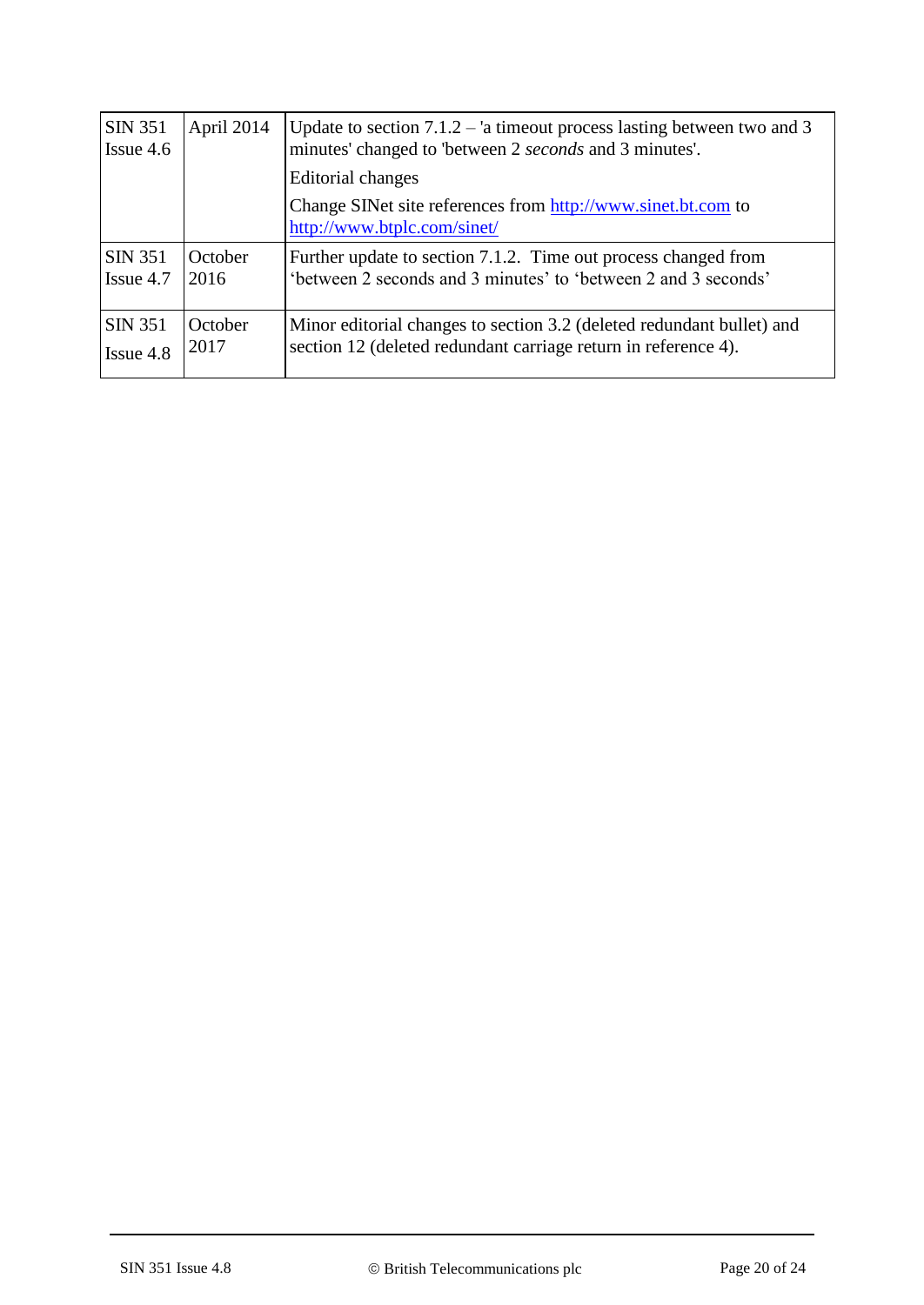| | | |
|---|---|---|
| SIN 351 Issue 4.6 | April 2014 | Update to section 7.1.2 – 'a timeout process lasting between two and 3 minutes' changed to 'between 2 *seconds* and 3 minutes'.<br>Editorial changes<br>Change SINet site references from http://www.sinet.bt.com to http://www.btplc.com/sinet/ |
| SIN 351 Issue 4.7 | October 2016 | Further update to section 7.1.2. Time out process changed from 'between 2 seconds and 3 minutes' to 'between 2 and 3 seconds' |
| SIN 351 Issue 4.8 | October 2017 | Minor editorial changes to section 3.2 (deleted redundant bullet) and section 12 (deleted redundant carriage return in reference 4). |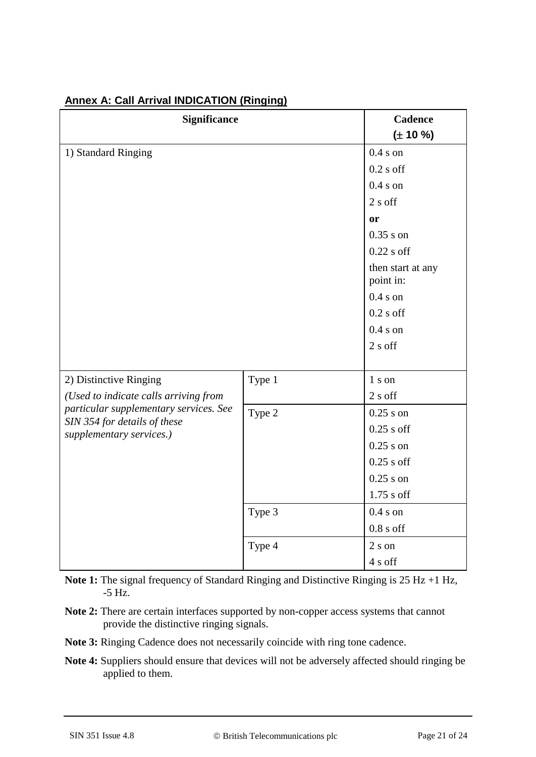## Annex A: Call Arrival INDICATION (Ringing)

| Significance | | Cadence (± 10 %) |
|---|---|---|
| 1) Standard Ringing | | 0.4 s on<br>0.2 s off<br>0.4 s on<br>2 s off<br>**or**<br>0.35 s on<br>0.22 s off<br>then start at any point in:<br>0.4 s on<br>0.2 s off<br>0.4 s on<br>2 s off |
| 2) Distinctive Ringing<br>*(Used to indicate calls arriving from particular supplementary services. See SIN 354 for details of these supplementary services.)* | Type 1 | 1 s on<br>2 s off |
| | Type 2 | 0.25 s on<br>0.25 s off<br>0.25 s on<br>0.25 s off<br>0.25 s on<br>1.75 s off |
| | Type 3 | 0.4 s on<br>0.8 s off |
| | Type 4 | 2 s on<br>4 s off |

**Note 1:** The signal frequency of Standard Ringing and Distinctive Ringing is 25 Hz +1 Hz, -5 Hz.

**Note 2:** There are certain interfaces supported by non-copper access systems that cannot provide the distinctive ringing signals.

**Note 3:** Ringing Cadence does not necessarily coincide with ring tone cadence.

**Note 4:** Suppliers should ensure that devices will not be adversely affected should ringing be applied to them.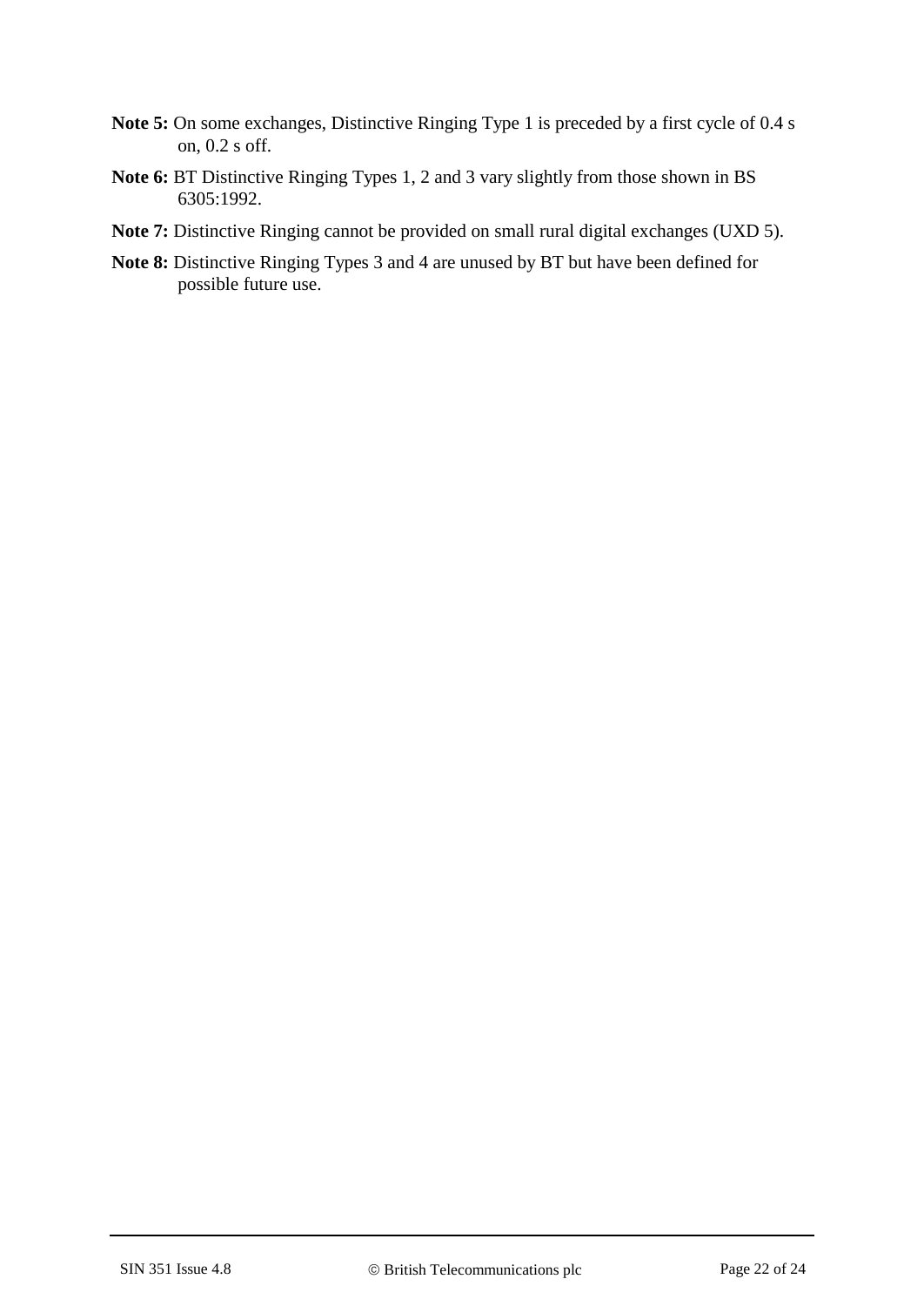**Note 5:** On some exchanges, Distinctive Ringing Type 1 is preceded by a first cycle of 0.4 s on, 0.2 s off.

**Note 6:** BT Distinctive Ringing Types 1, 2 and 3 vary slightly from those shown in BS 6305:1992.

**Note 7:** Distinctive Ringing cannot be provided on small rural digital exchanges (UXD 5).

**Note 8:** Distinctive Ringing Types 3 and 4 are unused by BT but have been defined for possible future use.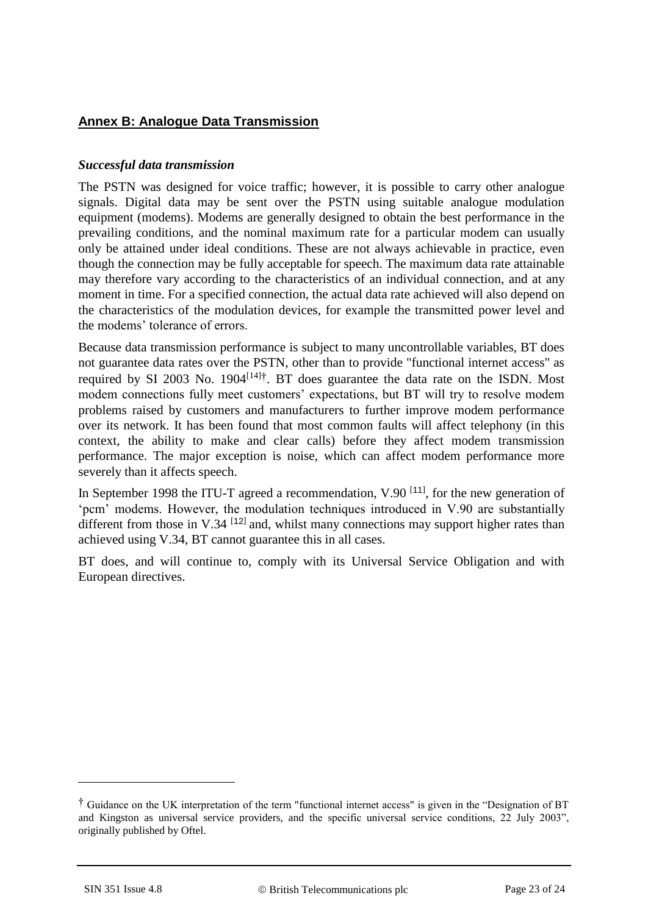## Annex B: Analogue Data Transmission

### *Successful data transmission*

The PSTN was designed for voice traffic; however, it is possible to carry other analogue signals. Digital data may be sent over the PSTN using suitable analogue modulation equipment (modems). Modems are generally designed to obtain the best performance in the prevailing conditions, and the nominal maximum rate for a particular modem can usually only be attained under ideal conditions. These are not always achievable in practice, even though the connection may be fully acceptable for speech. The maximum data rate attainable may therefore vary according to the characteristics of an individual connection, and at any moment in time. For a specified connection, the actual data rate achieved will also depend on the characteristics of the modulation devices, for example the transmitted power level and the modems' tolerance of errors.

Because data transmission performance is subject to many uncontrollable variables, BT does not guarantee data rates over the PSTN, other than to provide "functional internet access" as required by SI 2003 No. 1904[14]†. BT does guarantee the data rate on the ISDN. Most modem connections fully meet customers' expectations, but BT will try to resolve modem problems raised by customers and manufacturers to further improve modem performance over its network. It has been found that most common faults will affect telephony (in this context, the ability to make and clear calls) before they affect modem transmission performance. The major exception is noise, which can affect modem performance more severely than it affects speech.

In September 1998 the ITU-T agreed a recommendation, V.90 [11], for the new generation of 'pcm' modems. However, the modulation techniques introduced in V.90 are substantially different from those in V.34 [12] and, whilst many connections may support higher rates than achieved using V.34, BT cannot guarantee this in all cases.

BT does, and will continue to, comply with its Universal Service Obligation and with European directives.

---

† Guidance on the UK interpretation of the term "functional internet access" is given in the "Designation of BT and Kingston as universal service providers, and the specific universal service conditions, 22 July 2003", originally published by Oftel.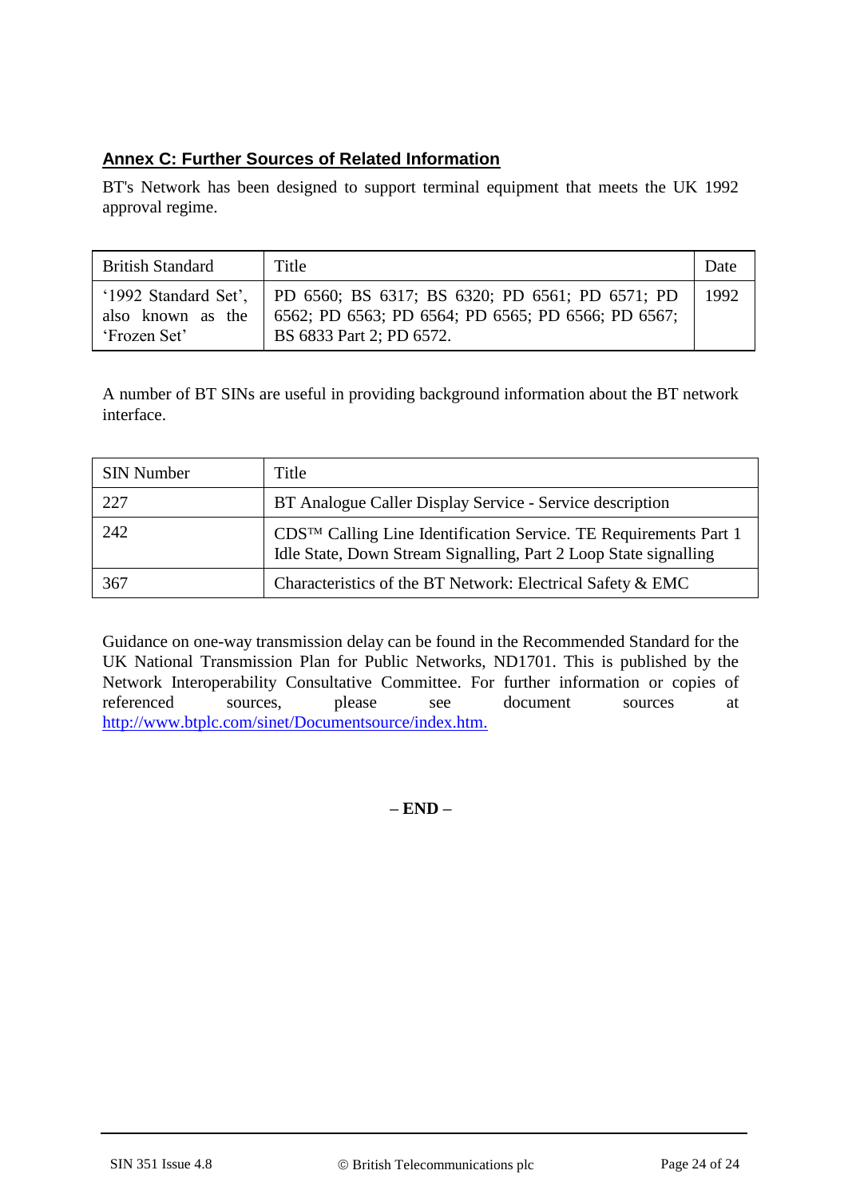## Annex C: Further Sources of Related Information

BT's Network has been designed to support terminal equipment that meets the UK 1992 approval regime.

| British Standard | Title | Date |
|---|---|---|
| '1992 Standard Set', also known as the 'Frozen Set' | PD 6560; BS 6317; BS 6320; PD 6561; PD 6571; PD 6562; PD 6563; PD 6564; PD 6565; PD 6566; PD 6567; BS 6833 Part 2; PD 6572. | 1992 |

A number of BT SINs are useful in providing background information about the BT network interface.

| SIN Number | Title |
|---|---|
| 227 | BT Analogue Caller Display Service - Service description |
| 242 | CDS™ Calling Line Identification Service. TE Requirements Part 1 Idle State, Down Stream Signalling, Part 2 Loop State signalling |
| 367 | Characteristics of the BT Network: Electrical Safety & EMC |

Guidance on one-way transmission delay can be found in the Recommended Standard for the UK National Transmission Plan for Public Networks, ND1701. This is published by the Network Interoperability Consultative Committee. For further information or copies of referenced sources, please see document sources at http://www.btplc.com/sinet/Documentsource/index.htm.

**– END –**